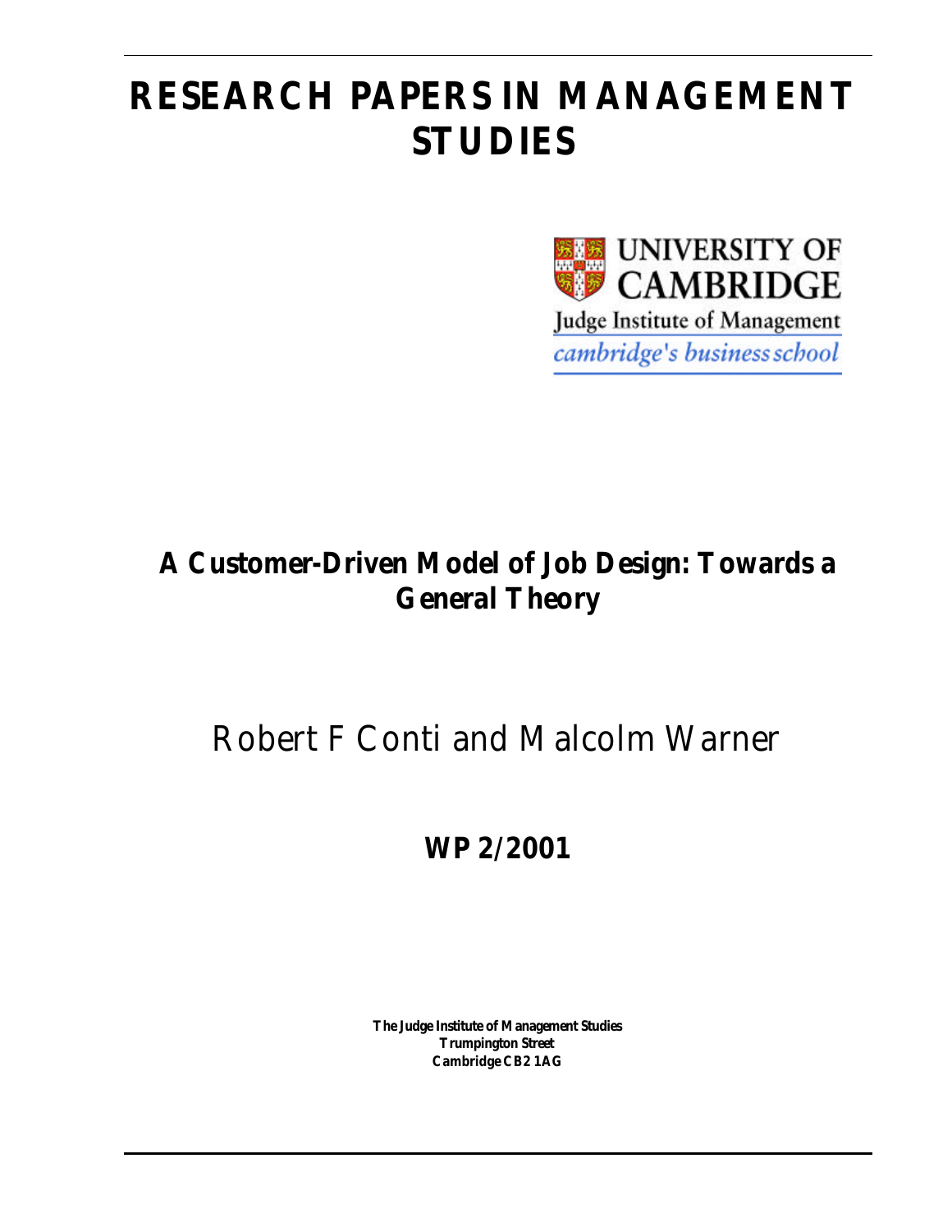# RESEARCH PAPERS IN MANAGEMENT STUDIES

UNIVERSITY OF CAMBRIDGE
Judge Institute of Management
*cambridge's business school*

## A Customer-Driven Model of Job Design: Towards a General Theory

Robert F Conti and Malcolm Warner

**WP 2/2001**

**The Judge Institute of Management Studies**
**Trumpington Street**
**Cambridge CB2 1AG**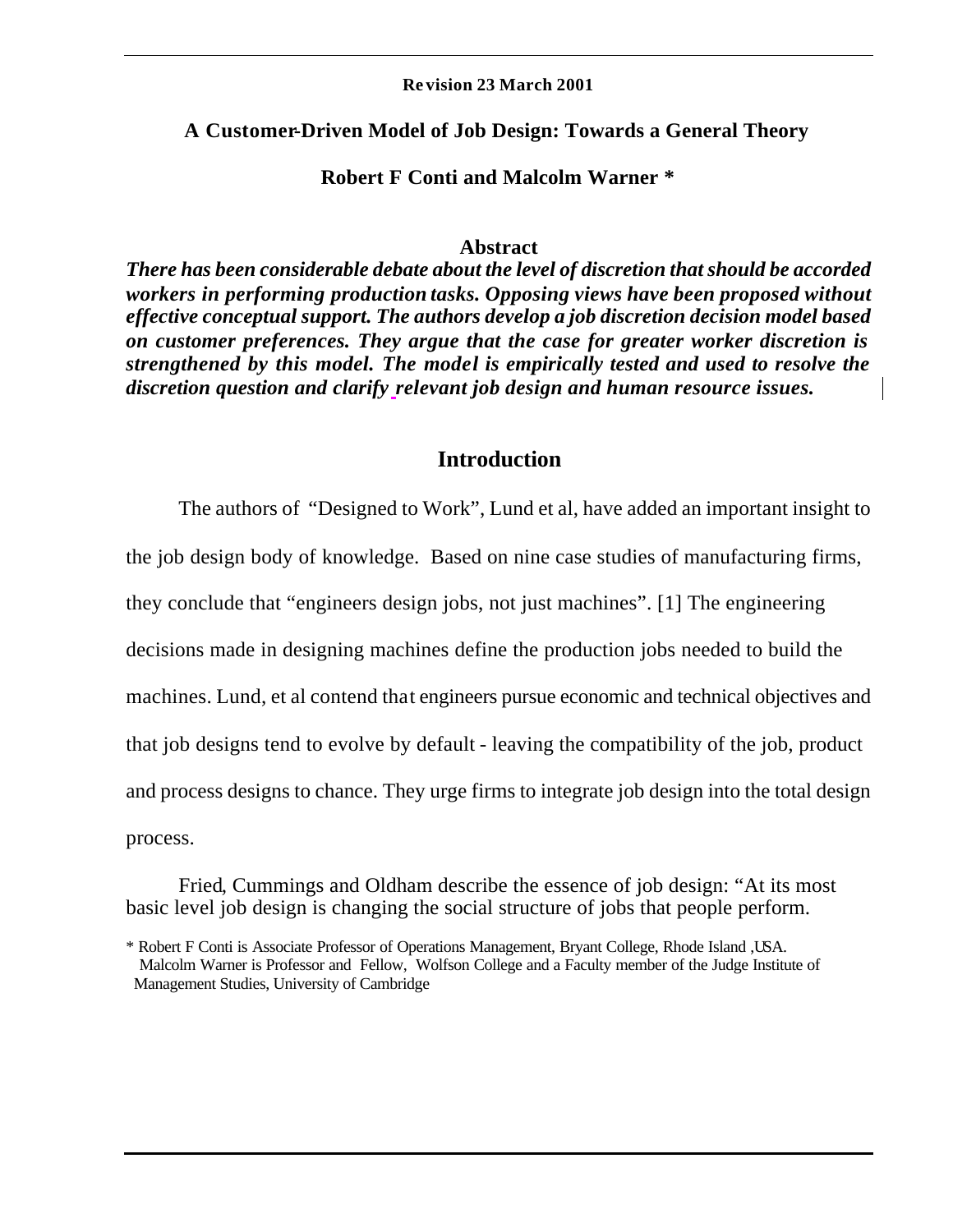Revision 23 March 2001

# A Customer-Driven Model of Job Design: Towards a General Theory

**Robert F Conti and Malcolm Warner \***

**Abstract**

***There has been considerable debate about the level of discretion that should be accorded workers in performing production tasks. Opposing views have been proposed without effective conceptual support. The authors develop a job discretion decision model based on customer preferences. They argue that the case for greater worker discretion is strengthened by this model. The model is empirically tested and used to resolve the discretion question and clarify relevant job design and human resource issues.***

## Introduction

The authors of "Designed to Work", Lund et al, have added an important insight to the job design body of knowledge. Based on nine case studies of manufacturing firms, they conclude that "engineers design jobs, not just machines". [1] The engineering decisions made in designing machines define the production jobs needed to build the machines. Lund, et al contend that engineers pursue economic and technical objectives and that job designs tend to evolve by default - leaving the compatibility of the job, product and process designs to chance. They urge firms to integrate job design into the total design process.

Fried, Cummings and Oldham describe the essence of job design: "At its most basic level job design is changing the social structure of jobs that people perform.

\* Robert F Conti is Associate Professor of Operations Management, Bryant College, Rhode Island, USA.
Malcolm Warner is Professor and Fellow, Wolfson College and a Faculty member of the Judge Institute of Management Studies, University of Cambridge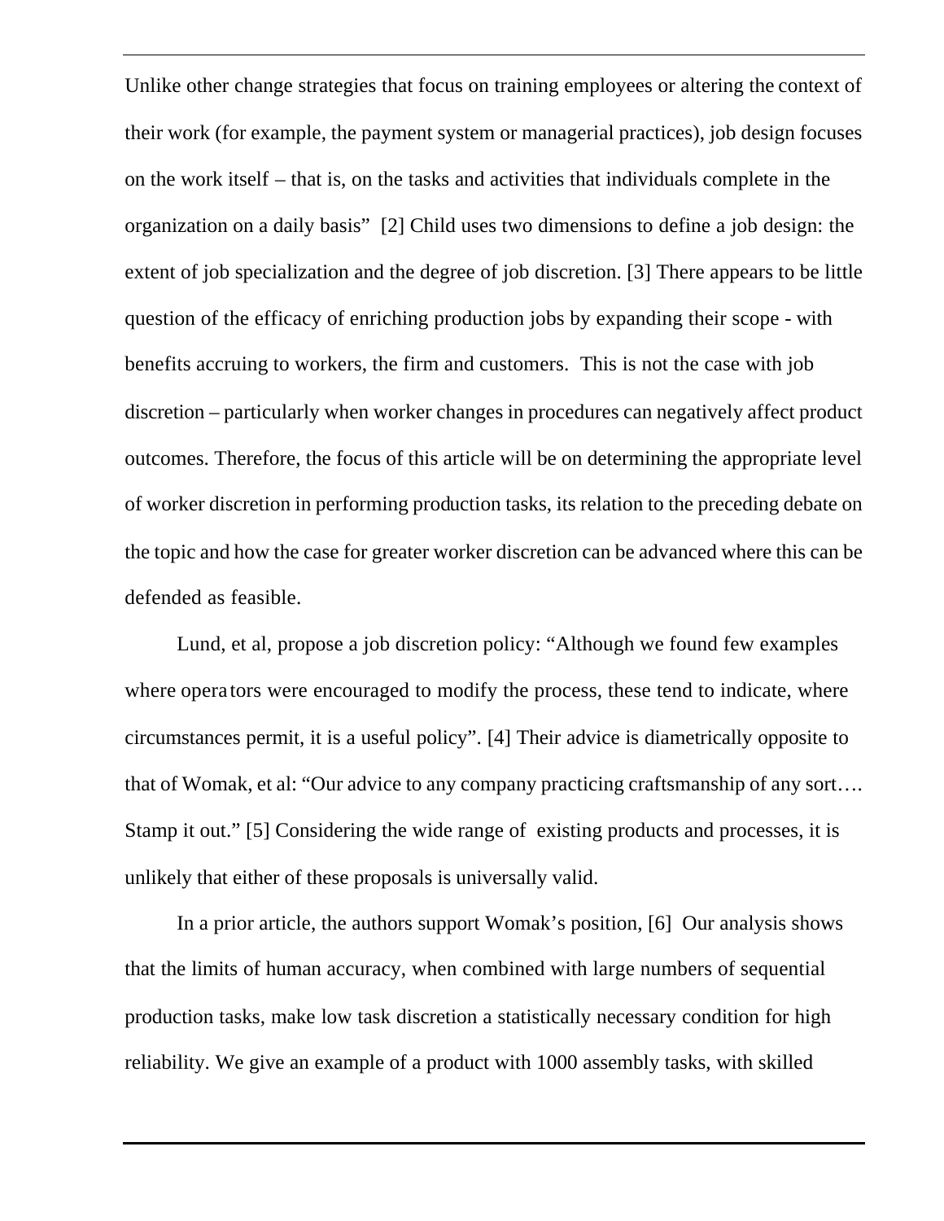Unlike other change strategies that focus on training employees or altering the context of their work (for example, the payment system or managerial practices), job design focuses on the work itself – that is, on the tasks and activities that individuals complete in the organization on a daily basis" [2] Child uses two dimensions to define a job design: the extent of job specialization and the degree of job discretion. [3] There appears to be little question of the efficacy of enriching production jobs by expanding their scope - with benefits accruing to workers, the firm and customers. This is not the case with job discretion – particularly when worker changes in procedures can negatively affect product outcomes. Therefore, the focus of this article will be on determining the appropriate level of worker discretion in performing production tasks, its relation to the preceding debate on the topic and how the case for greater worker discretion can be advanced where this can be defended as feasible.

Lund, et al, propose a job discretion policy: "Although we found few examples where operators were encouraged to modify the process, these tend to indicate, where circumstances permit, it is a useful policy". [4] Their advice is diametrically opposite to that of Womak, et al: "Our advice to any company practicing craftsmanship of any sort…. Stamp it out." [5] Considering the wide range of existing products and processes, it is unlikely that either of these proposals is universally valid.

In a prior article, the authors support Womak's position, [6] Our analysis shows that the limits of human accuracy, when combined with large numbers of sequential production tasks, make low task discretion a statistically necessary condition for high reliability. We give an example of a product with 1000 assembly tasks, with skilled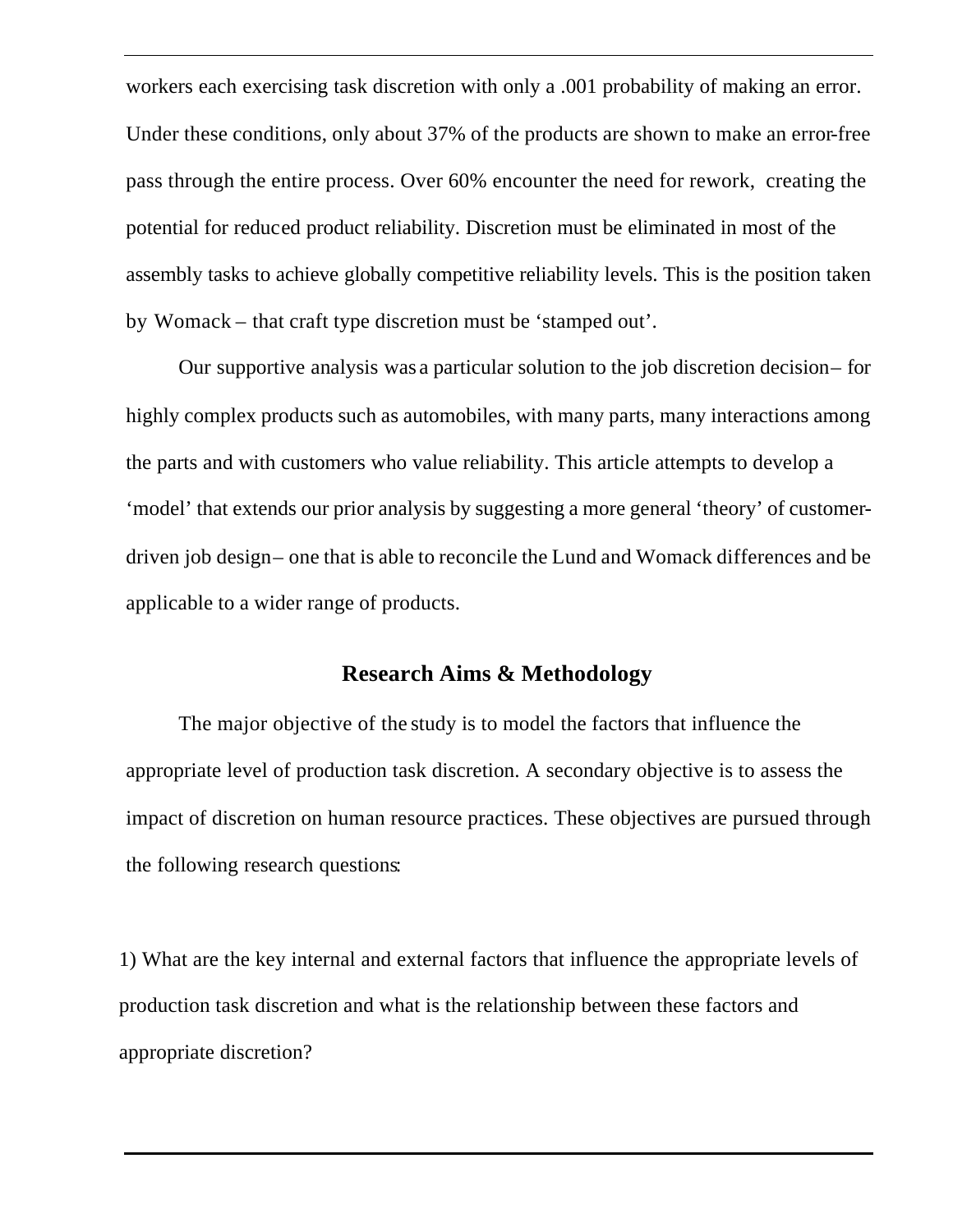workers each exercising task discretion with only a .001 probability of making an error. Under these conditions, only about 37% of the products are shown to make an error-free pass through the entire process. Over 60% encounter the need for rework, creating the potential for reduced product reliability. Discretion must be eliminated in most of the assembly tasks to achieve globally competitive reliability levels. This is the position taken by Womack – that craft type discretion must be 'stamped out'.

Our supportive analysis was a particular solution to the job discretion decision – for highly complex products such as automobiles, with many parts, many interactions among the parts and with customers who value reliability. This article attempts to develop a 'model' that extends our prior analysis by suggesting a more general 'theory' of customer-driven job design – one that is able to reconcile the Lund and Womack differences and be applicable to a wider range of products.

## Research Aims & Methodology

The major objective of the study is to model the factors that influence the appropriate level of production task discretion. A secondary objective is to assess the impact of discretion on human resource practices. These objectives are pursued through the following research questions:

1) What are the key internal and external factors that influence the appropriate levels of production task discretion and what is the relationship between these factors and appropriate discretion?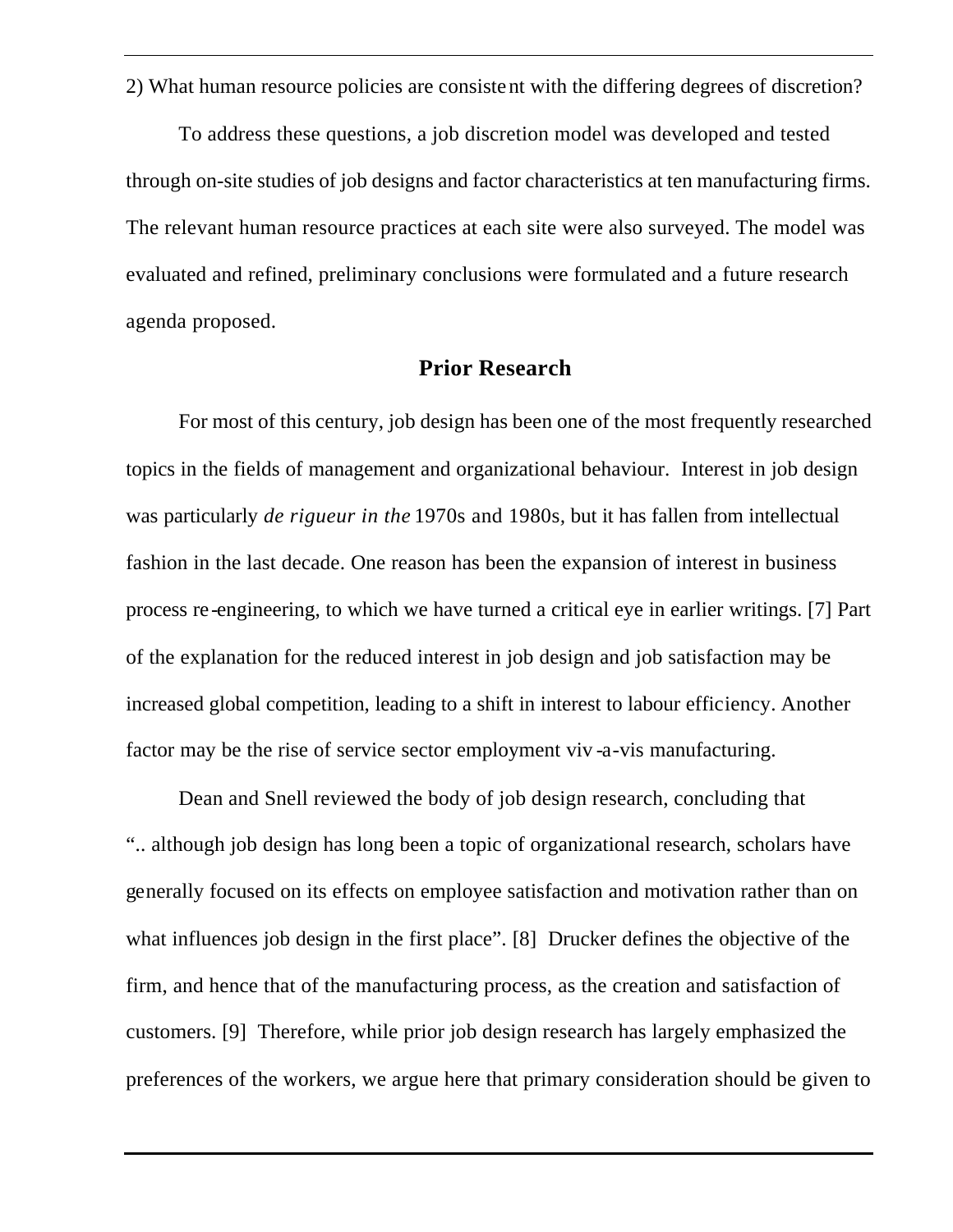2) What human resource policies are consistent with the differing degrees of discretion?

To address these questions, a job discretion model was developed and tested through on-site studies of job designs and factor characteristics at ten manufacturing firms. The relevant human resource practices at each site were also surveyed. The model was evaluated and refined, preliminary conclusions were formulated and a future research agenda proposed.

## Prior Research

For most of this century, job design has been one of the most frequently researched topics in the fields of management and organizational behaviour. Interest in job design was particularly *de rigueur in the* 1970s and 1980s, but it has fallen from intellectual fashion in the last decade. One reason has been the expansion of interest in business process re-engineering, to which we have turned a critical eye in earlier writings. [7] Part of the explanation for the reduced interest in job design and job satisfaction may be increased global competition, leading to a shift in interest to labour efficiency. Another factor may be the rise of service sector employment viv-a-vis manufacturing.

Dean and Snell reviewed the body of job design research, concluding that ".. although job design has long been a topic of organizational research, scholars have generally focused on its effects on employee satisfaction and motivation rather than on what influences job design in the first place". [8] Drucker defines the objective of the firm, and hence that of the manufacturing process, as the creation and satisfaction of customers. [9] Therefore, while prior job design research has largely emphasized the preferences of the workers, we argue here that primary consideration should be given to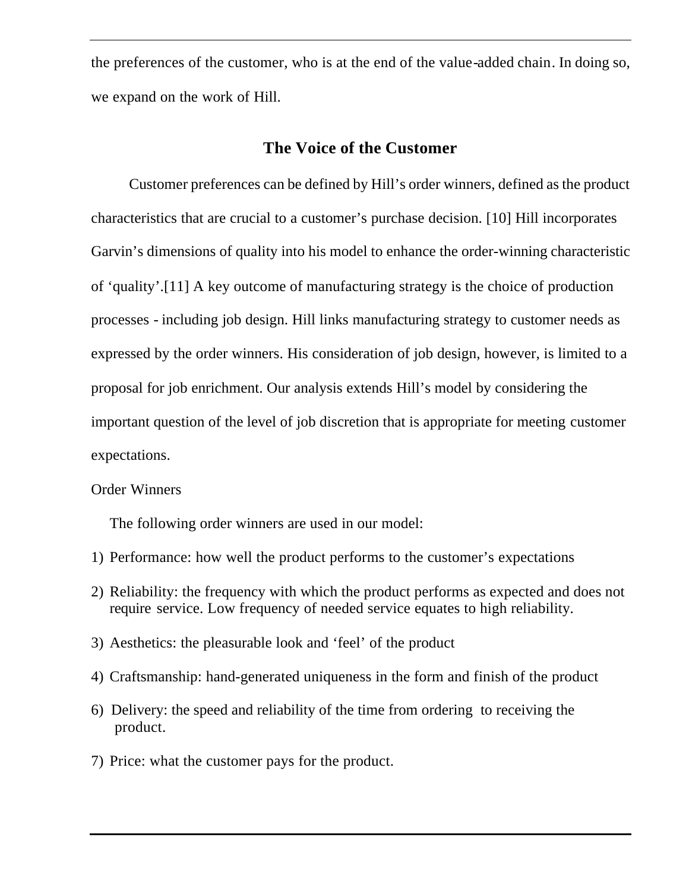the preferences of the customer, who is at the end of the value-added chain. In doing so, we expand on the work of Hill.

## The Voice of the Customer

Customer preferences can be defined by Hill's order winners, defined as the product characteristics that are crucial to a customer's purchase decision. [10] Hill incorporates Garvin's dimensions of quality into his model to enhance the order-winning characteristic of 'quality'.[11] A key outcome of manufacturing strategy is the choice of production processes - including job design. Hill links manufacturing strategy to customer needs as expressed by the order winners. His consideration of job design, however, is limited to a proposal for job enrichment. Our analysis extends Hill's model by considering the important question of the level of job discretion that is appropriate for meeting customer expectations.

Order Winners

The following order winners are used in our model:

1) Performance: how well the product performs to the customer's expectations
2) Reliability: the frequency with which the product performs as expected and does not require service. Low frequency of needed service equates to high reliability.
3) Aesthetics: the pleasurable look and 'feel' of the product
4) Craftsmanship: hand-generated uniqueness in the form and finish of the product
6) Delivery: the speed and reliability of the time from ordering to receiving the product.
7) Price: what the customer pays for the product.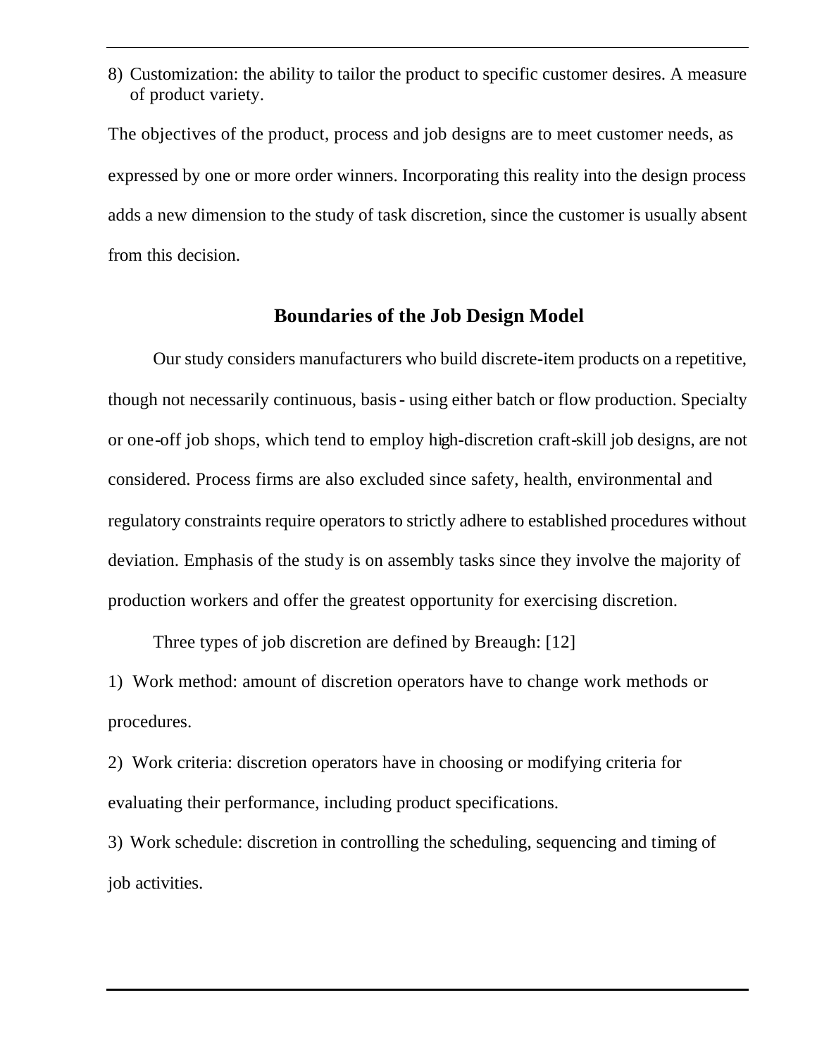8) Customization: the ability to tailor the product to specific customer desires. A measure of product variety.

The objectives of the product, process and job designs are to meet customer needs, as expressed by one or more order winners. Incorporating this reality into the design process adds a new dimension to the study of task discretion, since the customer is usually absent from this decision.

## Boundaries of the Job Design Model

Our study considers manufacturers who build discrete-item products on a repetitive, though not necessarily continuous, basis - using either batch or flow production. Specialty or one-off job shops, which tend to employ high-discretion craft-skill job designs, are not considered. Process firms are also excluded since safety, health, environmental and regulatory constraints require operators to strictly adhere to established procedures without deviation. Emphasis of the study is on assembly tasks since they involve the majority of production workers and offer the greatest opportunity for exercising discretion.

Three types of job discretion are defined by Breaugh: [12]

1) Work method: amount of discretion operators have to change work methods or procedures.

2) Work criteria: discretion operators have in choosing or modifying criteria for evaluating their performance, including product specifications.

3) Work schedule: discretion in controlling the scheduling, sequencing and timing of job activities.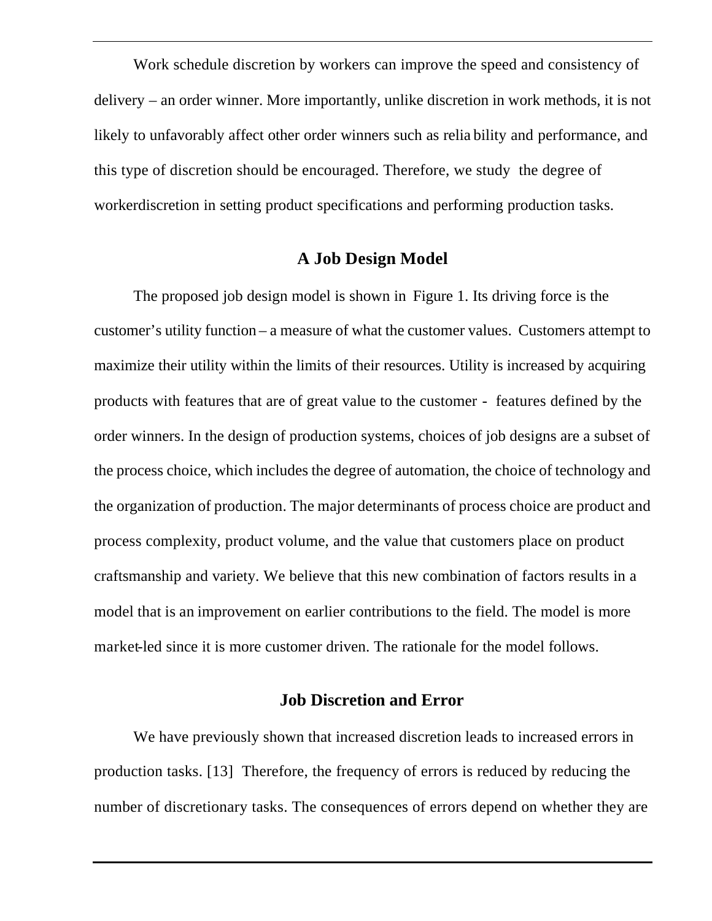Work schedule discretion by workers can improve the speed and consistency of delivery – an order winner. More importantly, unlike discretion in work methods, it is not likely to unfavorably affect other order winners such as relia bility and performance, and this type of discretion should be encouraged. Therefore, we study the degree of workerdiscretion in setting product specifications and performing production tasks.

## A Job Design Model

The proposed job design model is shown in Figure 1. Its driving force is the customer's utility function – a measure of what the customer values. Customers attempt to maximize their utility within the limits of their resources. Utility is increased by acquiring products with features that are of great value to the customer - features defined by the order winners. In the design of production systems, choices of job designs are a subset of the process choice, which includes the degree of automation, the choice of technology and the organization of production. The major determinants of process choice are product and process complexity, product volume, and the value that customers place on product craftsmanship and variety. We believe that this new combination of factors results in a model that is an improvement on earlier contributions to the field. The model is more market-led since it is more customer driven. The rationale for the model follows.

## Job Discretion and Error

We have previously shown that increased discretion leads to increased errors in production tasks. [13] Therefore, the frequency of errors is reduced by reducing the number of discretionary tasks. The consequences of errors depend on whether they are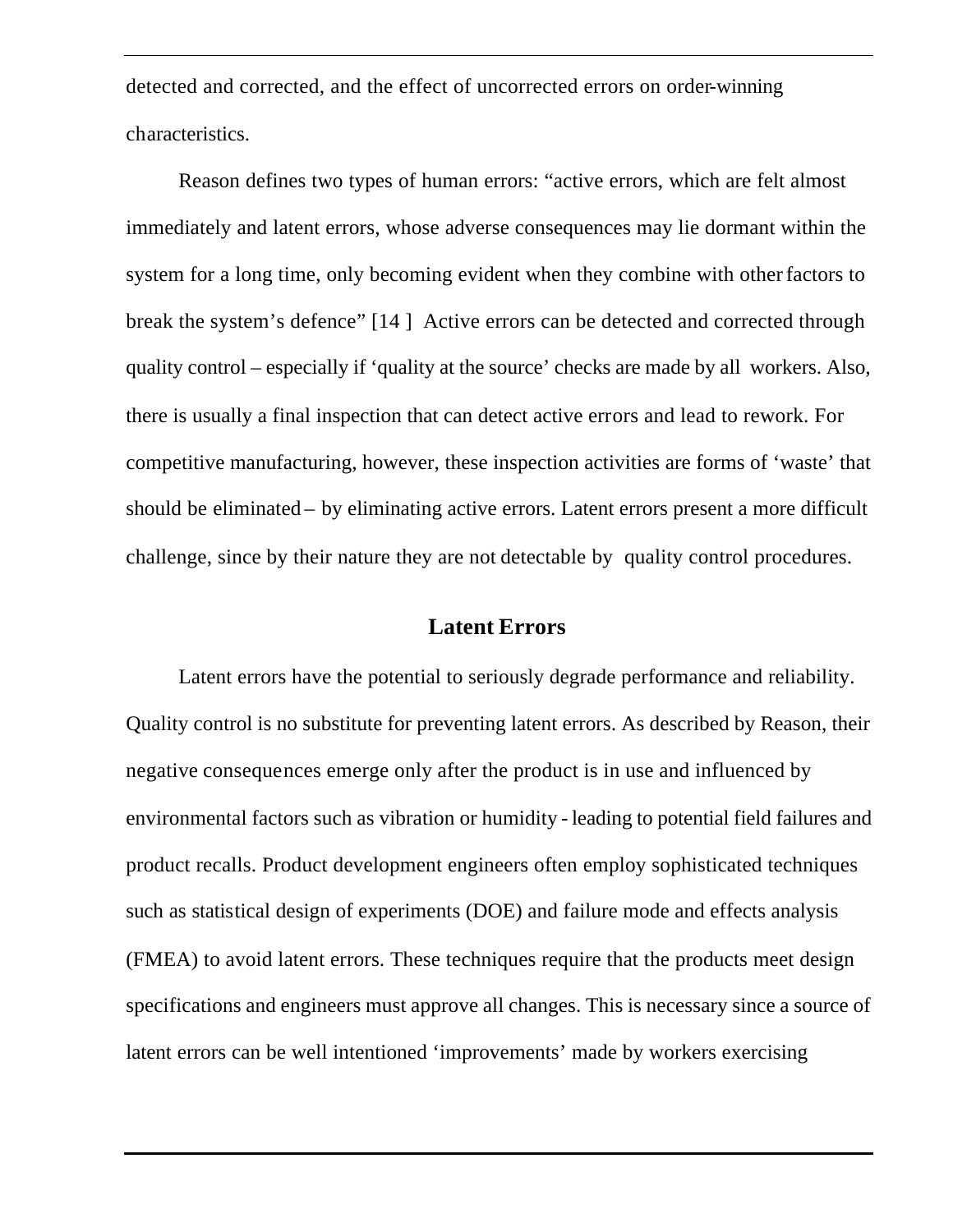detected and corrected, and the effect of uncorrected errors on order-winning characteristics.

Reason defines two types of human errors: "active errors, which are felt almost immediately and latent errors, whose adverse consequences may lie dormant within the system for a long time, only becoming evident when they combine with other factors to break the system's defence" [14 ] Active errors can be detected and corrected through quality control – especially if 'quality at the source' checks are made by all workers. Also, there is usually a final inspection that can detect active errors and lead to rework. For competitive manufacturing, however, these inspection activities are forms of 'waste' that should be eliminated – by eliminating active errors. Latent errors present a more difficult challenge, since by their nature they are not detectable by quality control procedures.

## Latent Errors

Latent errors have the potential to seriously degrade performance and reliability. Quality control is no substitute for preventing latent errors. As described by Reason, their negative consequences emerge only after the product is in use and influenced by environmental factors such as vibration or humidity - leading to potential field failures and product recalls. Product development engineers often employ sophisticated techniques such as statistical design of experiments (DOE) and failure mode and effects analysis (FMEA) to avoid latent errors. These techniques require that the products meet design specifications and engineers must approve all changes. This is necessary since a source of latent errors can be well intentioned 'improvements' made by workers exercising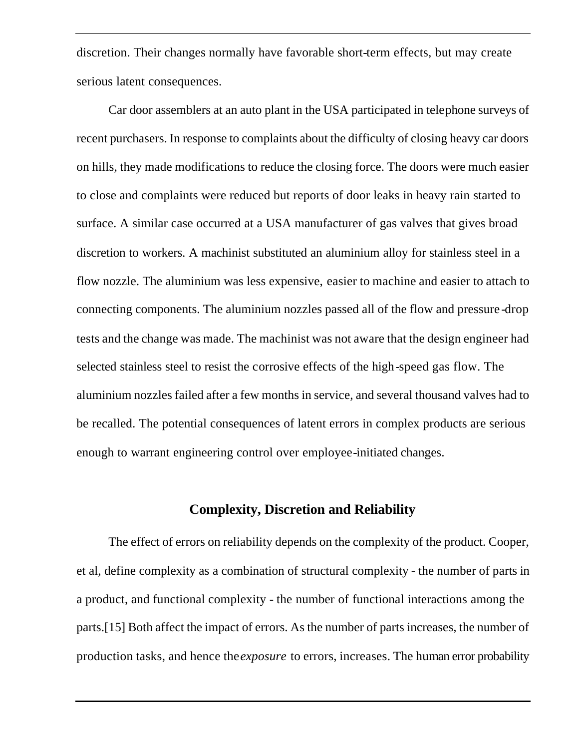discretion. Their changes normally have favorable short-term effects, but may create serious latent consequences.

Car door assemblers at an auto plant in the USA participated in telephone surveys of recent purchasers. In response to complaints about the difficulty of closing heavy car doors on hills, they made modifications to reduce the closing force. The doors were much easier to close and complaints were reduced but reports of door leaks in heavy rain started to surface. A similar case occurred at a USA manufacturer of gas valves that gives broad discretion to workers. A machinist substituted an aluminium alloy for stainless steel in a flow nozzle. The aluminium was less expensive, easier to machine and easier to attach to connecting components. The aluminium nozzles passed all of the flow and pressure-drop tests and the change was made. The machinist was not aware that the design engineer had selected stainless steel to resist the corrosive effects of the high-speed gas flow. The aluminium nozzles failed after a few months in service, and several thousand valves had to be recalled. The potential consequences of latent errors in complex products are serious enough to warrant engineering control over employee-initiated changes.

## Complexity, Discretion and Reliability

The effect of errors on reliability depends on the complexity of the product. Cooper, et al, define complexity as a combination of structural complexity - the number of parts in a product, and functional complexity - the number of functional interactions among the parts.[15] Both affect the impact of errors. As the number of parts increases, the number of production tasks, and hence the *exposure* to errors, increases. The human error probability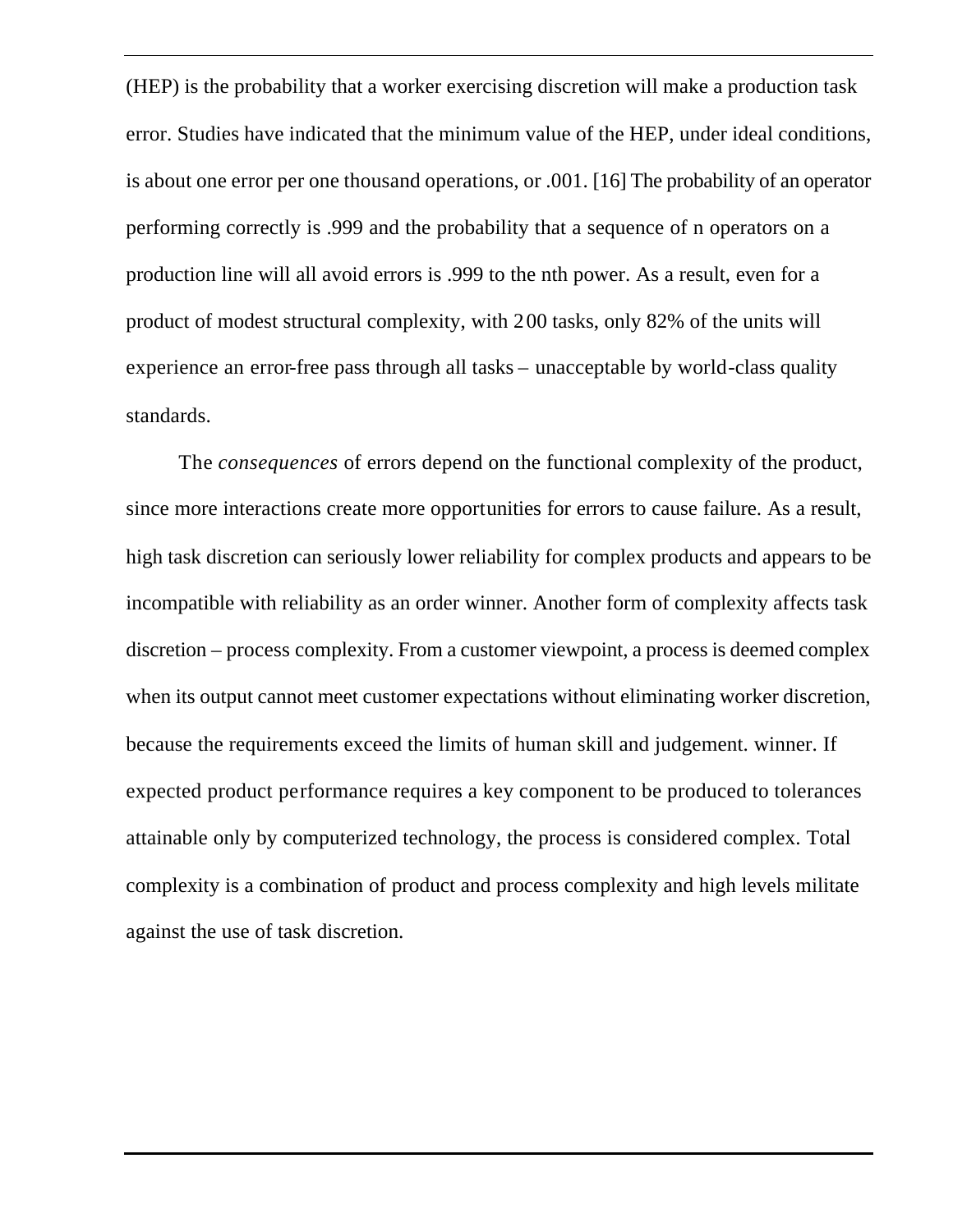(HEP) is the probability that a worker exercising discretion will make a production task error. Studies have indicated that the minimum value of the HEP, under ideal conditions, is about one error per one thousand operations, or .001. [16] The probability of an operator performing correctly is .999 and the probability that a sequence of n operators on a production line will all avoid errors is .999 to the nth power. As a result, even for a product of modest structural complexity, with 200 tasks, only 82% of the units will experience an error-free pass through all tasks – unacceptable by world-class quality standards.

The *consequences* of errors depend on the functional complexity of the product, since more interactions create more opportunities for errors to cause failure. As a result, high task discretion can seriously lower reliability for complex products and appears to be incompatible with reliability as an order winner. Another form of complexity affects task discretion – process complexity. From a customer viewpoint, a process is deemed complex when its output cannot meet customer expectations without eliminating worker discretion, because the requirements exceed the limits of human skill and judgement. winner. If expected product performance requires a key component to be produced to tolerances attainable only by computerized technology, the process is considered complex. Total complexity is a combination of product and process complexity and high levels militate against the use of task discretion.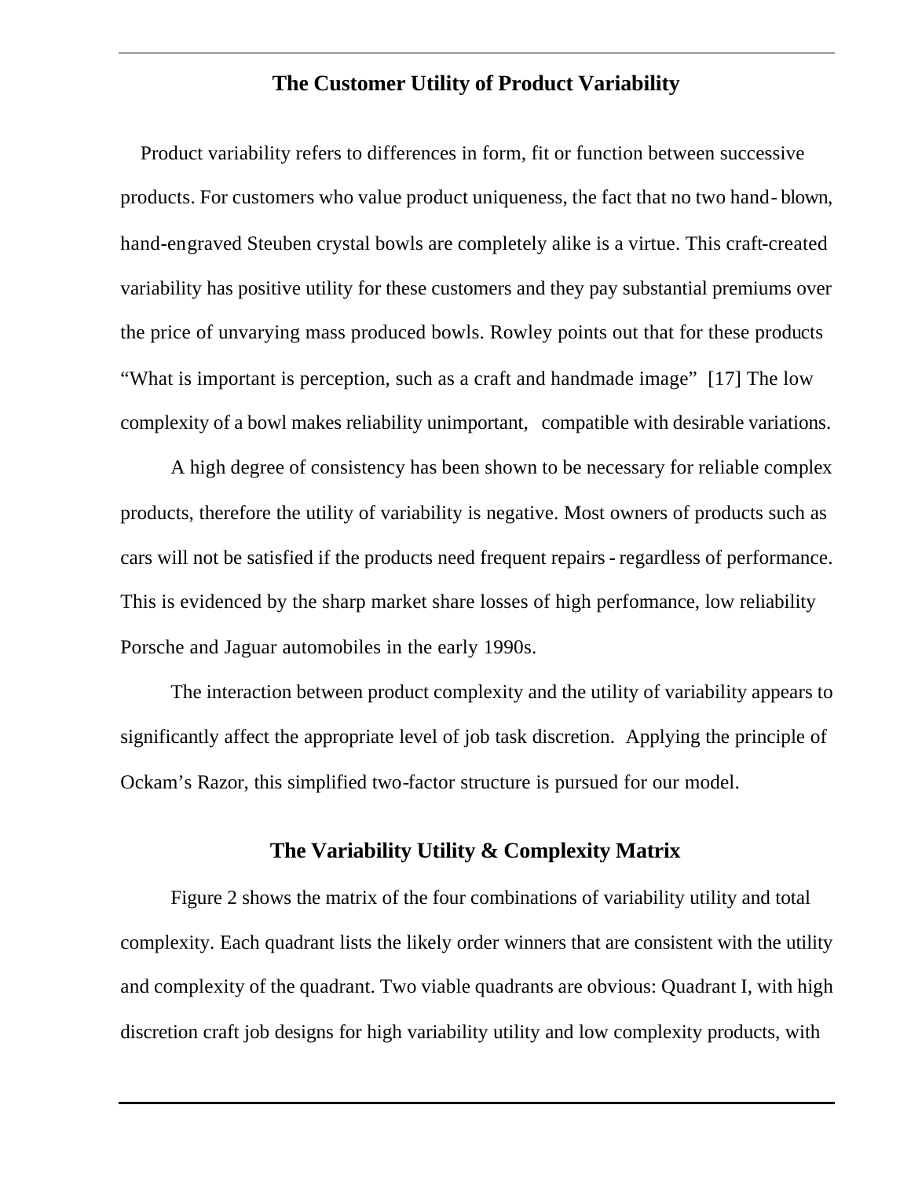## The Customer Utility of Product Variability

Product variability refers to differences in form, fit or function between successive products. For customers who value product uniqueness, the fact that no two hand-blown, hand-engraved Steuben crystal bowls are completely alike is a virtue. This craft-created variability has positive utility for these customers and they pay substantial premiums over the price of unvarying mass produced bowls. Rowley points out that for these products "What is important is perception, such as a craft and handmade image" [17] The low complexity of a bowl makes reliability unimportant, compatible with desirable variations.

A high degree of consistency has been shown to be necessary for reliable complex products, therefore the utility of variability is negative. Most owners of products such as cars will not be satisfied if the products need frequent repairs - regardless of performance. This is evidenced by the sharp market share losses of high perfomance, low reliability Porsche and Jaguar automobiles in the early 1990s.

The interaction between product complexity and the utility of variability appears to significantly affect the appropriate level of job task discretion. Applying the principle of Ockam's Razor, this simplified two-factor structure is pursued for our model.

## The Variability Utility & Complexity Matrix

Figure 2 shows the matrix of the four combinations of variability utility and total complexity. Each quadrant lists the likely order winners that are consistent with the utility and complexity of the quadrant. Two viable quadrants are obvious: Quadrant I, with high discretion craft job designs for high variability utility and low complexity products, with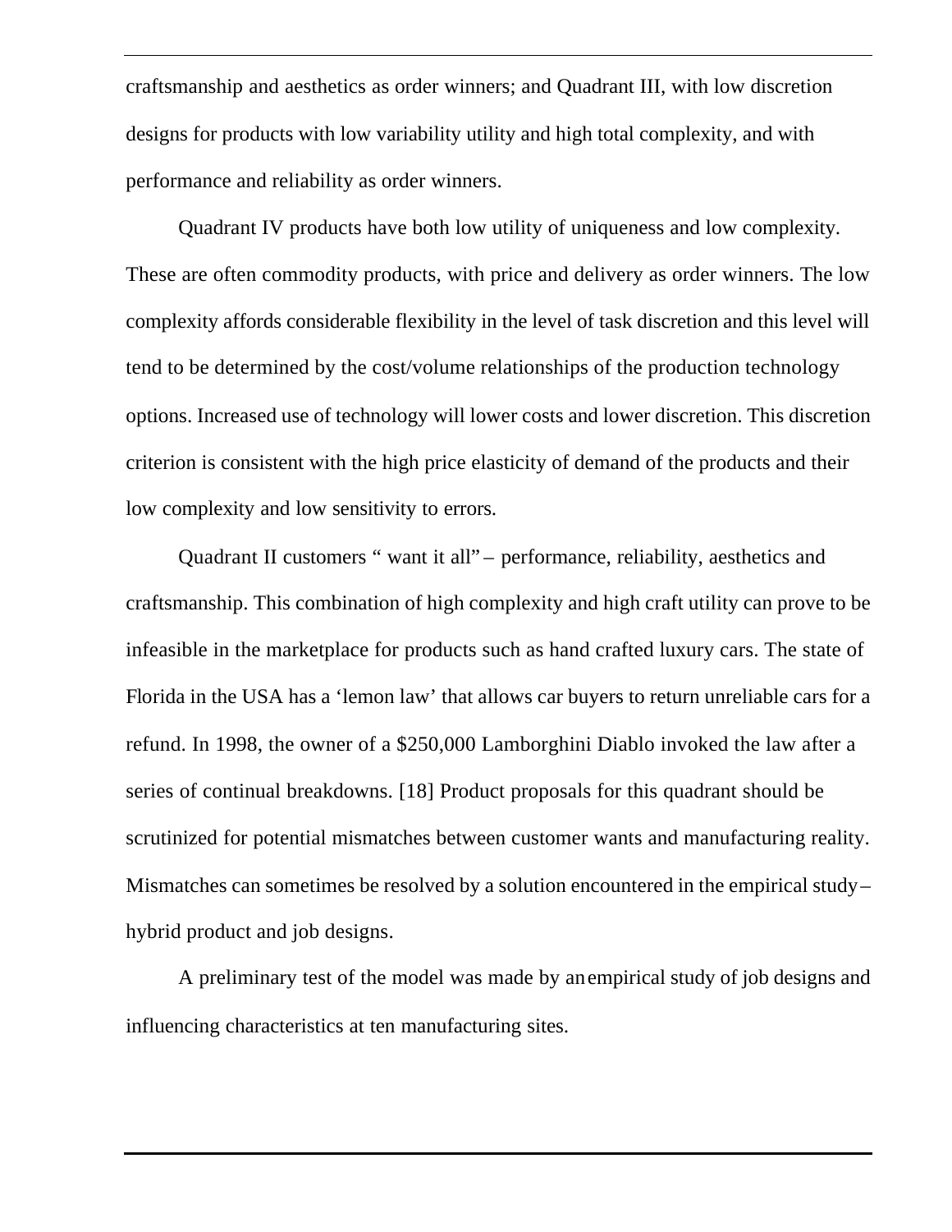craftsmanship and aesthetics as order winners; and Quadrant III, with low discretion designs for products with low variability utility and high total complexity, and with performance and reliability as order winners.

Quadrant IV products have both low utility of uniqueness and low complexity. These are often commodity products, with price and delivery as order winners. The low complexity affords considerable flexibility in the level of task discretion and this level will tend to be determined by the cost/volume relationships of the production technology options. Increased use of technology will lower costs and lower discretion. This discretion criterion is consistent with the high price elasticity of demand of the products and their low complexity and low sensitivity to errors.

Quadrant II customers " want it all" – performance, reliability, aesthetics and craftsmanship. This combination of high complexity and high craft utility can prove to be infeasible in the marketplace for products such as hand crafted luxury cars. The state of Florida in the USA has a 'lemon law' that allows car buyers to return unreliable cars for a refund. In 1998, the owner of a $250,000 Lamborghini Diablo invoked the law after a series of continual breakdowns. [18] Product proposals for this quadrant should be scrutinized for potential mismatches between customer wants and manufacturing reality. Mismatches can sometimes be resolved by a solution encountered in the empirical study – hybrid product and job designs.

A preliminary test of the model was made by an empirical study of job designs and influencing characteristics at ten manufacturing sites.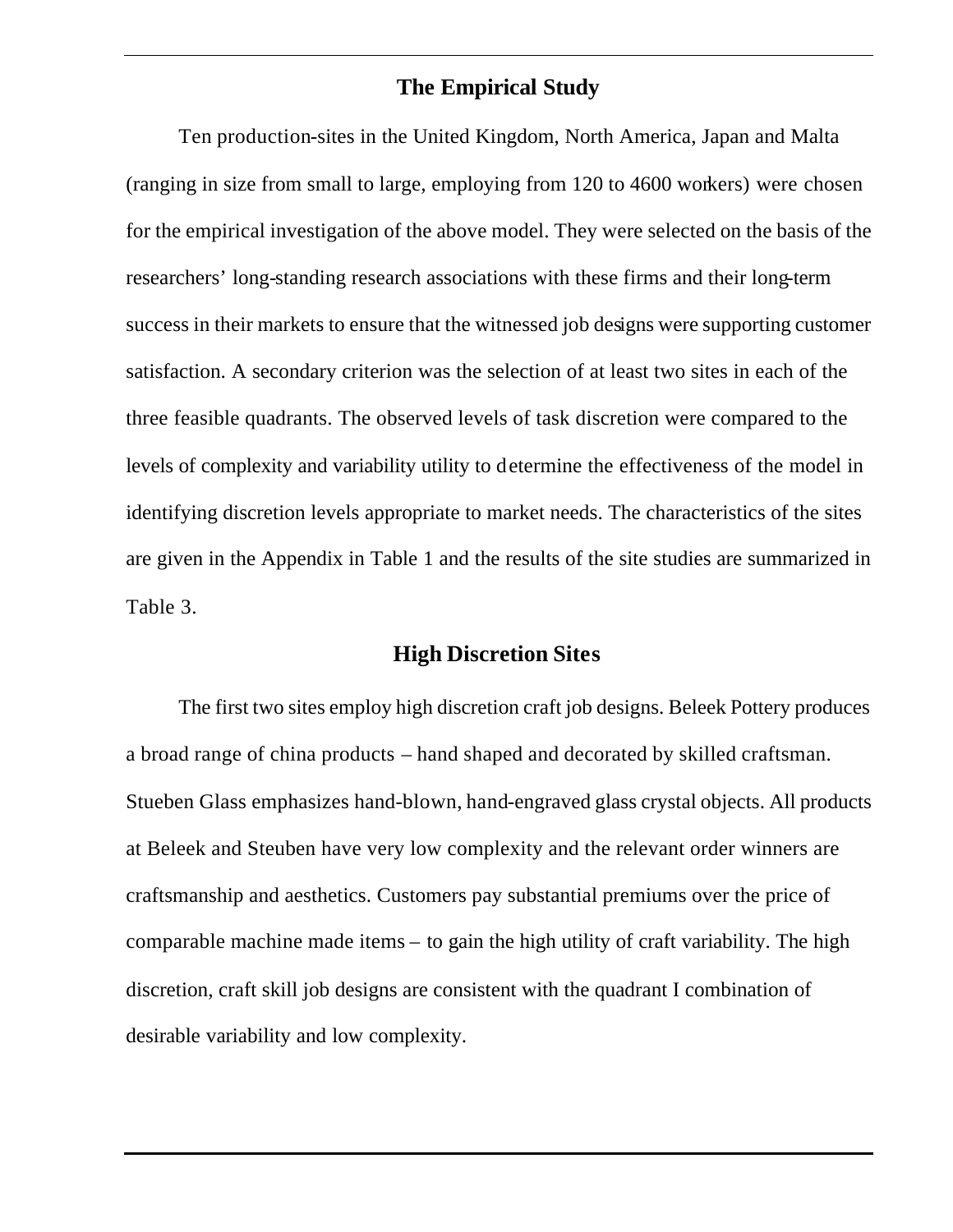## The Empirical Study

Ten production-sites in the United Kingdom, North America, Japan and Malta (ranging in size from small to large, employing from 120 to 4600 workers) were chosen for the empirical investigation of the above model. They were selected on the basis of the researchers' long-standing research associations with these firms and their long-term success in their markets to ensure that the witnessed job designs were supporting customer satisfaction. A secondary criterion was the selection of at least two sites in each of the three feasible quadrants. The observed levels of task discretion were compared to the levels of complexity and variability utility to determine the effectiveness of the model in identifying discretion levels appropriate to market needs. The characteristics of the sites are given in the Appendix in Table 1 and the results of the site studies are summarized in Table 3.

## High Discretion Sites

The first two sites employ high discretion craft job designs. Beleek Pottery produces a broad range of china products – hand shaped and decorated by skilled craftsman. Stueben Glass emphasizes hand-blown, hand-engraved glass crystal objects. All products at Beleek and Steuben have very low complexity and the relevant order winners are craftsmanship and aesthetics. Customers pay substantial premiums over the price of comparable machine made items – to gain the high utility of craft variability. The high discretion, craft skill job designs are consistent with the quadrant I combination of desirable variability and low complexity.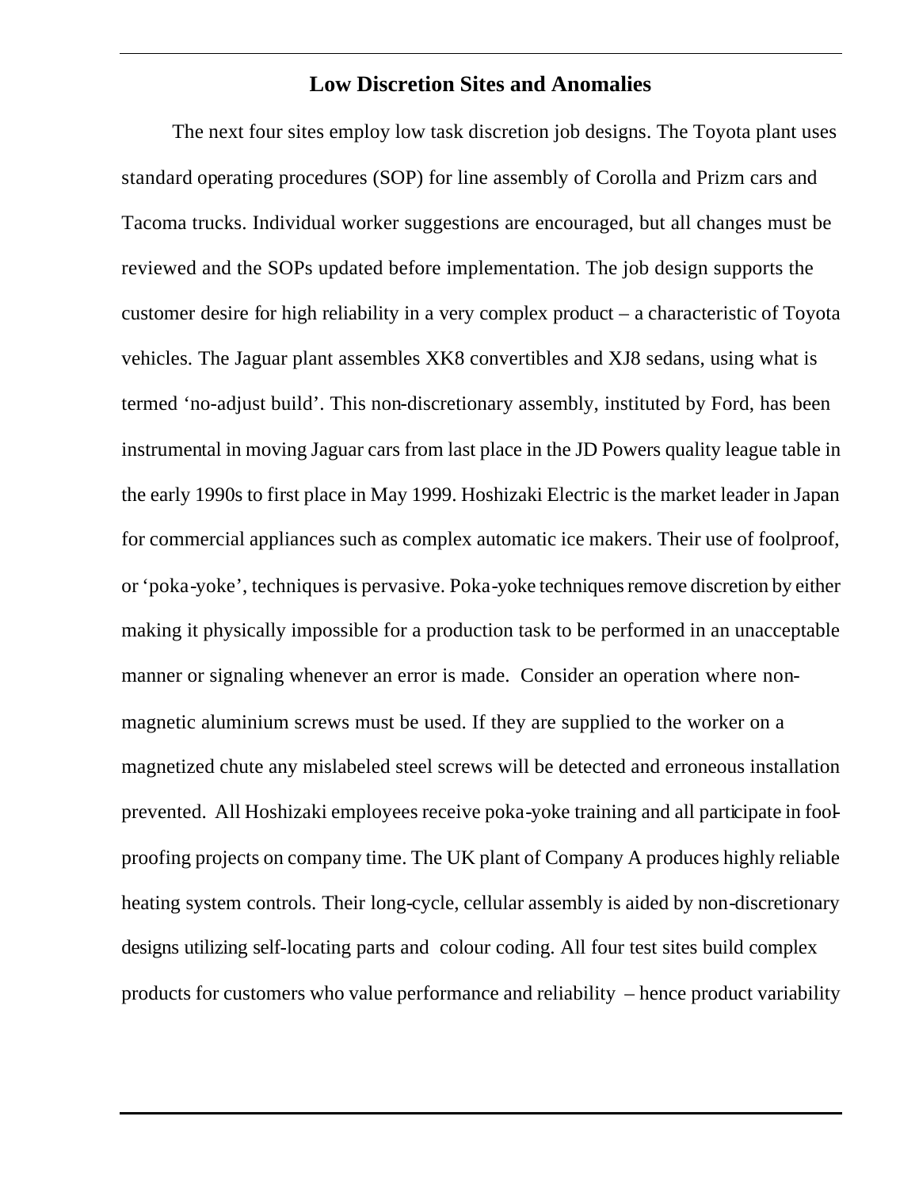## Low Discretion Sites and Anomalies

The next four sites employ low task discretion job designs. The Toyota plant uses standard operating procedures (SOP) for line assembly of Corolla and Prizm cars and Tacoma trucks. Individual worker suggestions are encouraged, but all changes must be reviewed and the SOPs updated before implementation. The job design supports the customer desire for high reliability in a very complex product – a characteristic of Toyota vehicles. The Jaguar plant assembles XK8 convertibles and XJ8 sedans, using what is termed 'no-adjust build'. This non-discretionary assembly, instituted by Ford, has been instrumental in moving Jaguar cars from last place in the JD Powers quality league table in the early 1990s to first place in May 1999. Hoshizaki Electric is the market leader in Japan for commercial appliances such as complex automatic ice makers. Their use of foolproof, or 'poka-yoke', techniques is pervasive. Poka-yoke techniques remove discretion by either making it physically impossible for a production task to be performed in an unacceptable manner or signaling whenever an error is made. Consider an operation where non-magnetic aluminium screws must be used. If they are supplied to the worker on a magnetized chute any mislabeled steel screws will be detected and erroneous installation prevented. All Hoshizaki employees receive poka-yoke training and all participate in fool-proofing projects on company time. The UK plant of Company A produces highly reliable heating system controls. Their long-cycle, cellular assembly is aided by non-discretionary designs utilizing self-locating parts and colour coding. All four test sites build complex products for customers who value performance and reliability – hence product variability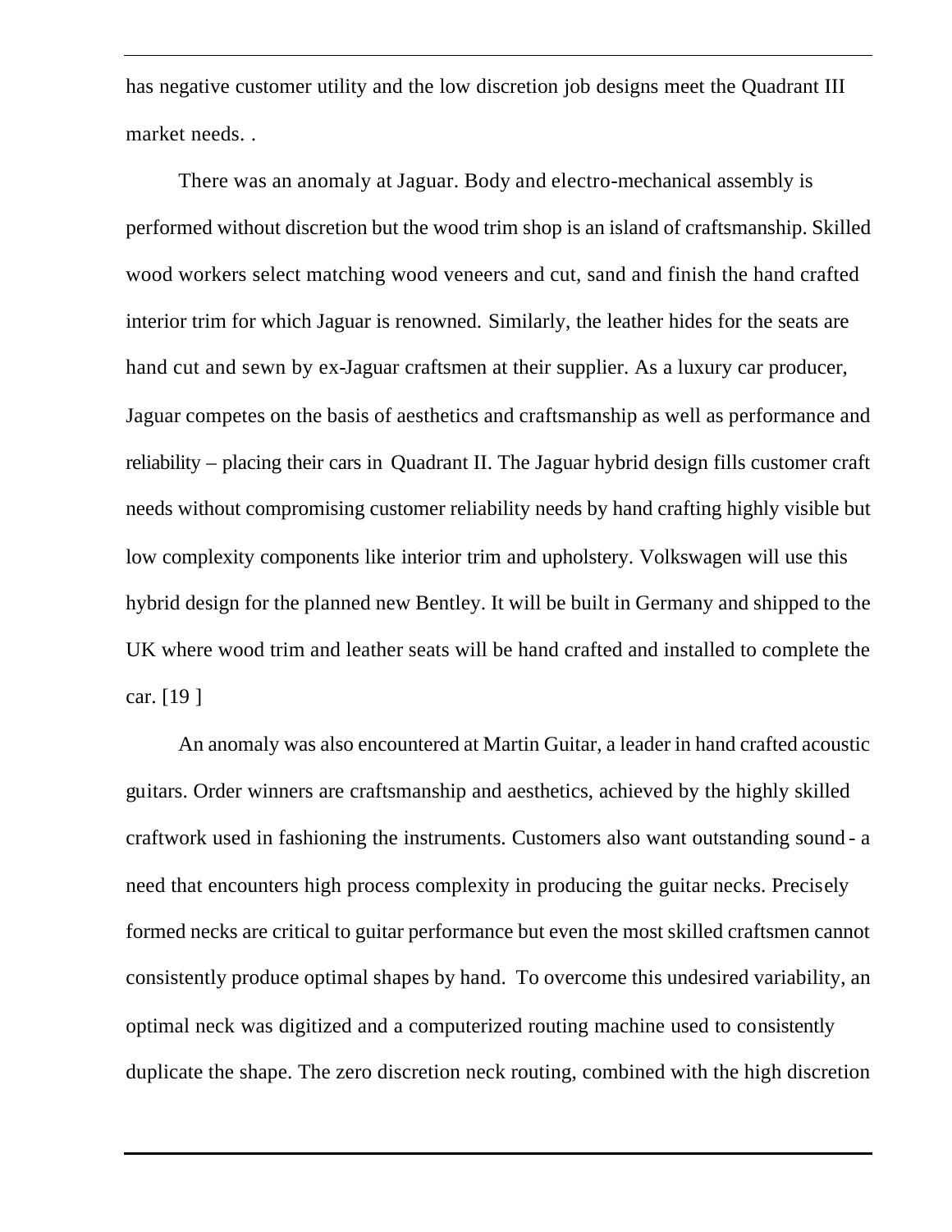has negative customer utility and the low discretion job designs meet the Quadrant III market needs. .

There was an anomaly at Jaguar. Body and electro-mechanical assembly is performed without discretion but the wood trim shop is an island of craftsmanship. Skilled wood workers select matching wood veneers and cut, sand and finish the hand crafted interior trim for which Jaguar is renowned. Similarly, the leather hides for the seats are hand cut and sewn by ex-Jaguar craftsmen at their supplier. As a luxury car producer, Jaguar competes on the basis of aesthetics and craftsmanship as well as performance and reliability – placing their cars in Quadrant II. The Jaguar hybrid design fills customer craft needs without compromising customer reliability needs by hand crafting highly visible but low complexity components like interior trim and upholstery. Volkswagen will use this hybrid design for the planned new Bentley. It will be built in Germany and shipped to the UK where wood trim and leather seats will be hand crafted and installed to complete the car. [19 ]

An anomaly was also encountered at Martin Guitar, a leader in hand crafted acoustic guitars. Order winners are craftsmanship and aesthetics, achieved by the highly skilled craftwork used in fashioning the instruments. Customers also want outstanding sound - a need that encounters high process complexity in producing the guitar necks. Precisely formed necks are critical to guitar performance but even the most skilled craftsmen cannot consistently produce optimal shapes by hand. To overcome this undesired variability, an optimal neck was digitized and a computerized routing machine used to consistently duplicate the shape. The zero discretion neck routing, combined with the high discretion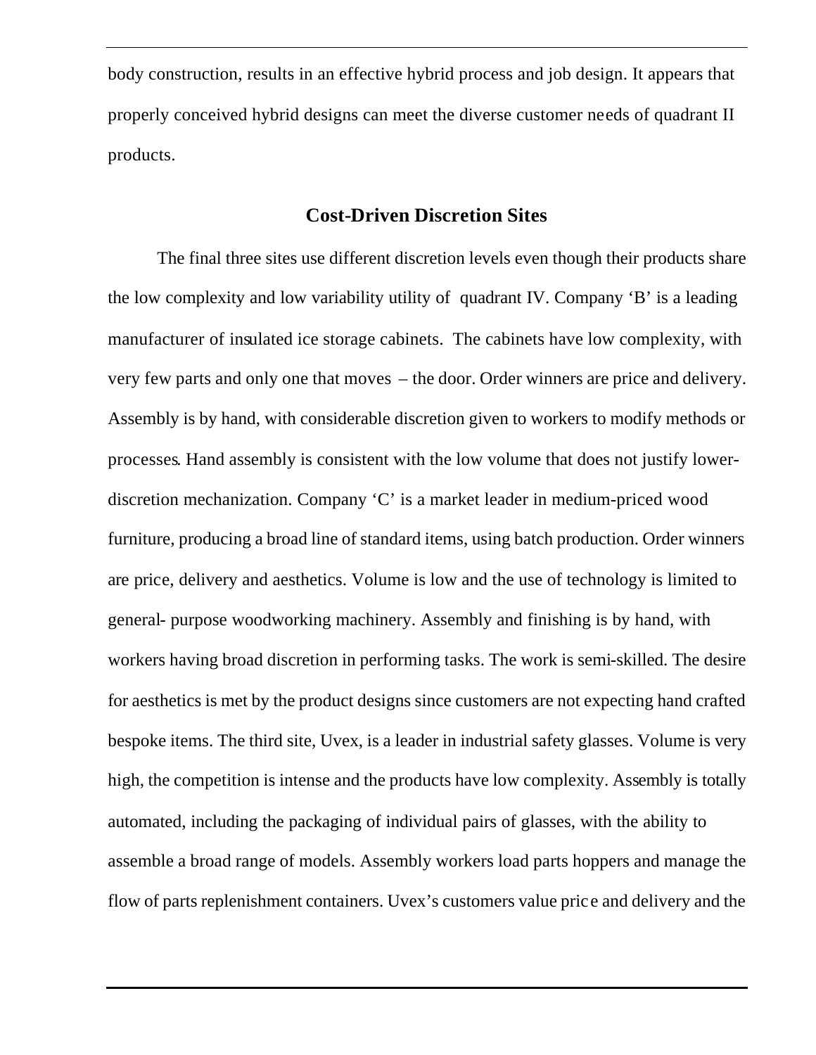body construction, results in an effective hybrid process and job design. It appears that properly conceived hybrid designs can meet the diverse customer needs of quadrant II products.

## Cost-Driven Discretion Sites

The final three sites use different discretion levels even though their products share the low complexity and low variability utility of quadrant IV. Company 'B' is a leading manufacturer of insulated ice storage cabinets. The cabinets have low complexity, with very few parts and only one that moves – the door. Order winners are price and delivery. Assembly is by hand, with considerable discretion given to workers to modify methods or processes. Hand assembly is consistent with the low volume that does not justify lower-discretion mechanization. Company 'C' is a market leader in medium-priced wood furniture, producing a broad line of standard items, using batch production. Order winners are price, delivery and aesthetics. Volume is low and the use of technology is limited to general- purpose woodworking machinery. Assembly and finishing is by hand, with workers having broad discretion in performing tasks. The work is semi-skilled. The desire for aesthetics is met by the product designs since customers are not expecting hand crafted bespoke items. The third site, Uvex, is a leader in industrial safety glasses. Volume is very high, the competition is intense and the products have low complexity. Assembly is totally automated, including the packaging of individual pairs of glasses, with the ability to assemble a broad range of models. Assembly workers load parts hoppers and manage the flow of parts replenishment containers. Uvex's customers value price and delivery and the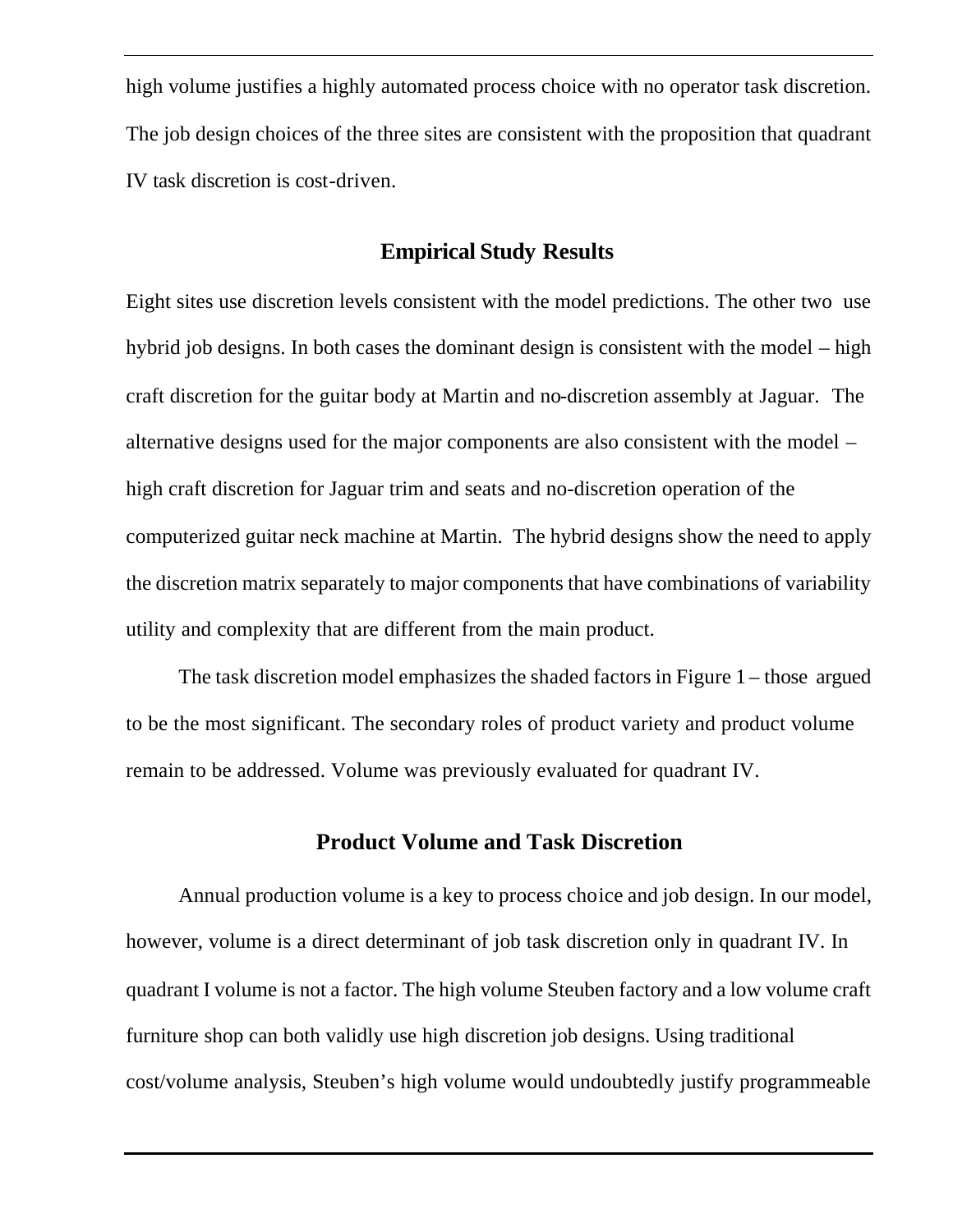high volume justifies a highly automated process choice with no operator task discretion. The job design choices of the three sites are consistent with the proposition that quadrant IV task discretion is cost-driven.

## Empirical Study Results

Eight sites use discretion levels consistent with the model predictions. The other two use hybrid job designs. In both cases the dominant design is consistent with the model – high craft discretion for the guitar body at Martin and no-discretion assembly at Jaguar. The alternative designs used for the major components are also consistent with the model – high craft discretion for Jaguar trim and seats and no-discretion operation of the computerized guitar neck machine at Martin. The hybrid designs show the need to apply the discretion matrix separately to major components that have combinations of variability utility and complexity that are different from the main product.

The task discretion model emphasizes the shaded factors in Figure 1 – those argued to be the most significant. The secondary roles of product variety and product volume remain to be addressed. Volume was previously evaluated for quadrant IV.

## Product Volume and Task Discretion

Annual production volume is a key to process choice and job design. In our model, however, volume is a direct determinant of job task discretion only in quadrant IV. In quadrant I volume is not a factor. The high volume Steuben factory and a low volume craft furniture shop can both validly use high discretion job designs. Using traditional cost/volume analysis, Steuben's high volume would undoubtedly justify programmeable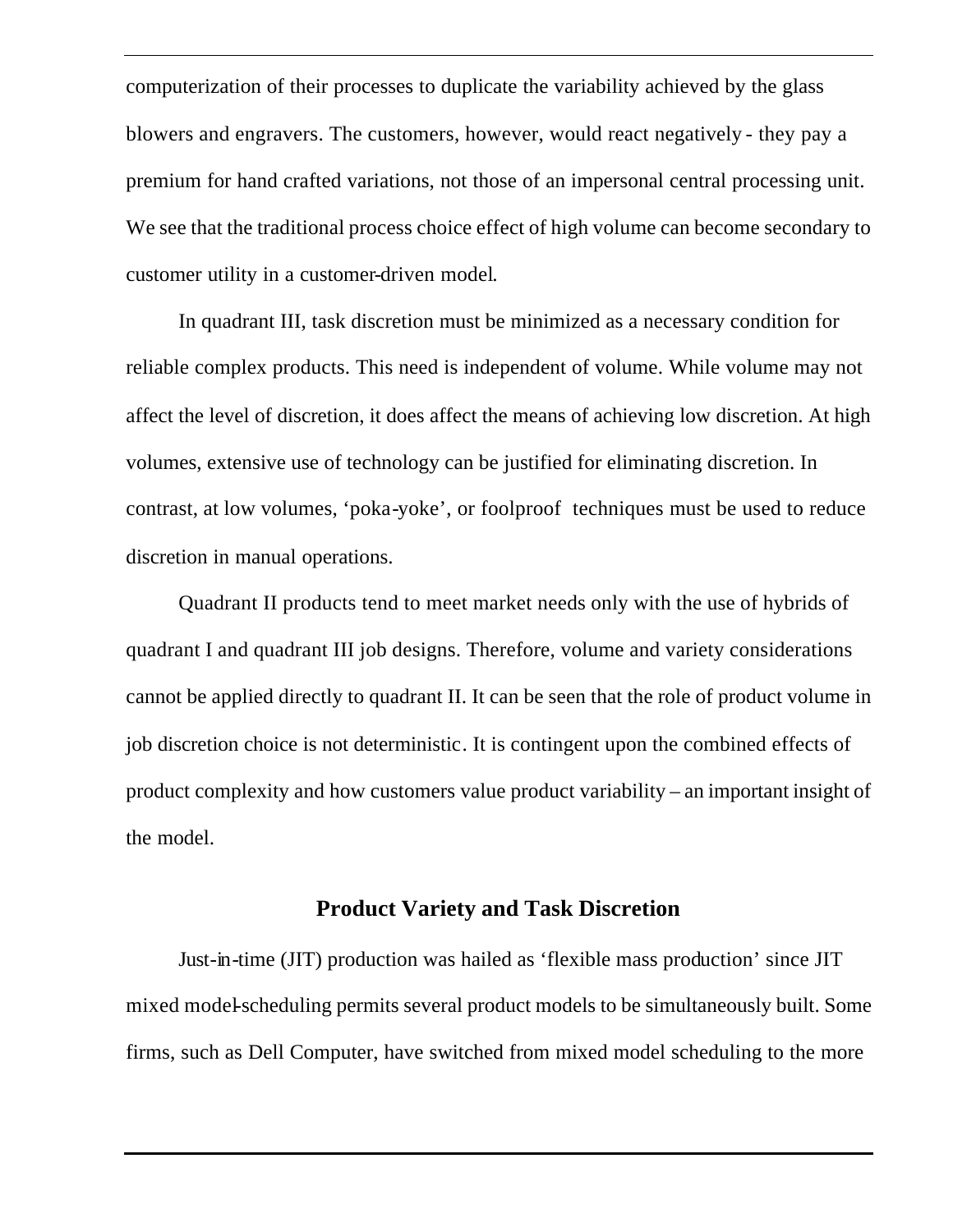computerization of their processes to duplicate the variability achieved by the glass blowers and engravers. The customers, however, would react negatively - they pay a premium for hand crafted variations, not those of an impersonal central processing unit. We see that the traditional process choice effect of high volume can become secondary to customer utility in a customer-driven model.

In quadrant III, task discretion must be minimized as a necessary condition for reliable complex products. This need is independent of volume. While volume may not affect the level of discretion, it does affect the means of achieving low discretion. At high volumes, extensive use of technology can be justified for eliminating discretion. In contrast, at low volumes, 'poka-yoke', or foolproof techniques must be used to reduce discretion in manual operations.

Quadrant II products tend to meet market needs only with the use of hybrids of quadrant I and quadrant III job designs. Therefore, volume and variety considerations cannot be applied directly to quadrant II. It can be seen that the role of product volume in job discretion choice is not deterministic. It is contingent upon the combined effects of product complexity and how customers value product variability – an important insight of the model.

## Product Variety and Task Discretion

Just-in-time (JIT) production was hailed as 'flexible mass production' since JIT mixed model-scheduling permits several product models to be simultaneously built. Some firms, such as Dell Computer, have switched from mixed model scheduling to the more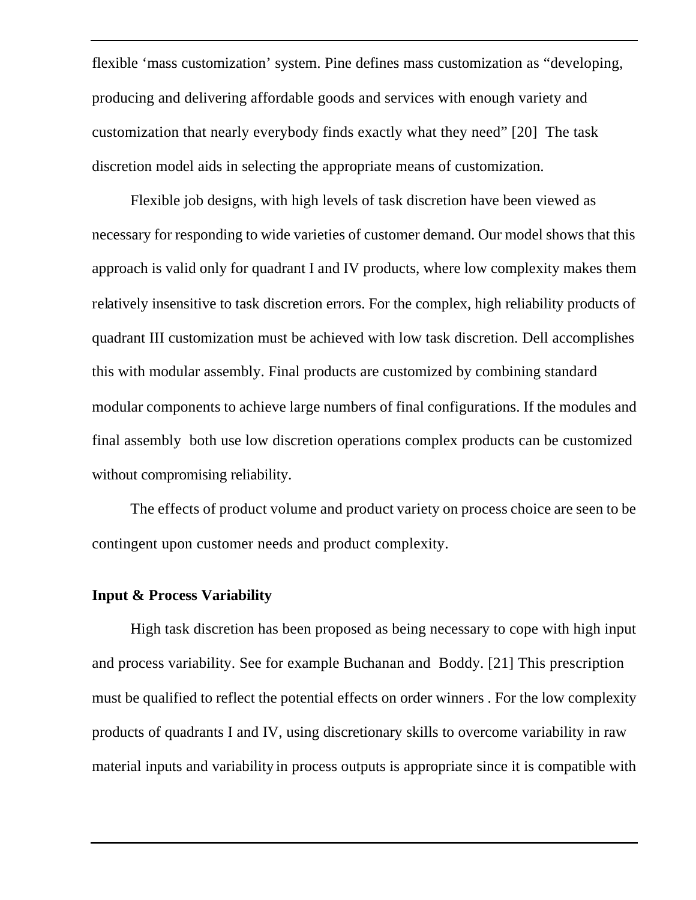flexible 'mass customization' system. Pine defines mass customization as "developing, producing and delivering affordable goods and services with enough variety and customization that nearly everybody finds exactly what they need" [20] The task discretion model aids in selecting the appropriate means of customization.

Flexible job designs, with high levels of task discretion have been viewed as necessary for responding to wide varieties of customer demand. Our model shows that this approach is valid only for quadrant I and IV products, where low complexity makes them relatively insensitive to task discretion errors. For the complex, high reliability products of quadrant III customization must be achieved with low task discretion. Dell accomplishes this with modular assembly. Final products are customized by combining standard modular components to achieve large numbers of final configurations. If the modules and final assembly both use low discretion operations complex products can be customized without compromising reliability.

The effects of product volume and product variety on process choice are seen to be contingent upon customer needs and product complexity.

**Input & Process Variability**

High task discretion has been proposed as being necessary to cope with high input and process variability. See for example Buchanan and Boddy. [21] This prescription must be qualified to reflect the potential effects on order winners . For the low complexity products of quadrants I and IV, using discretionary skills to overcome variability in raw material inputs and variability in process outputs is appropriate since it is compatible with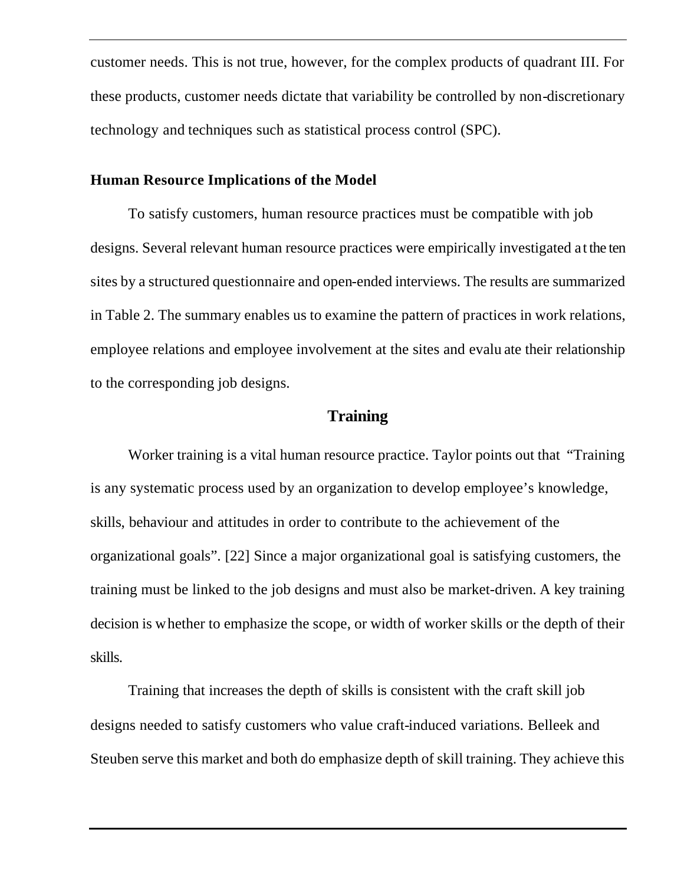customer needs. This is not true, however, for the complex products of quadrant III. For these products, customer needs dictate that variability be controlled by non-discretionary technology and techniques such as statistical process control (SPC).

**Human Resource Implications of the Model**

To satisfy customers, human resource practices must be compatible with job designs. Several relevant human resource practices were empirically investigated at the ten sites by a structured questionnaire and open-ended interviews. The results are summarized in Table 2. The summary enables us to examine the pattern of practices in work relations, employee relations and employee involvement at the sites and evaluate their relationship to the corresponding job designs.

## Training

Worker training is a vital human resource practice. Taylor points out that "Training is any systematic process used by an organization to develop employee's knowledge, skills, behaviour and attitudes in order to contribute to the achievement of the organizational goals". [22] Since a major organizational goal is satisfying customers, the training must be linked to the job designs and must also be market-driven. A key training decision is whether to emphasize the scope, or width of worker skills or the depth of their skills.

Training that increases the depth of skills is consistent with the craft skill job designs needed to satisfy customers who value craft-induced variations. Belleek and Steuben serve this market and both do emphasize depth of skill training. They achieve this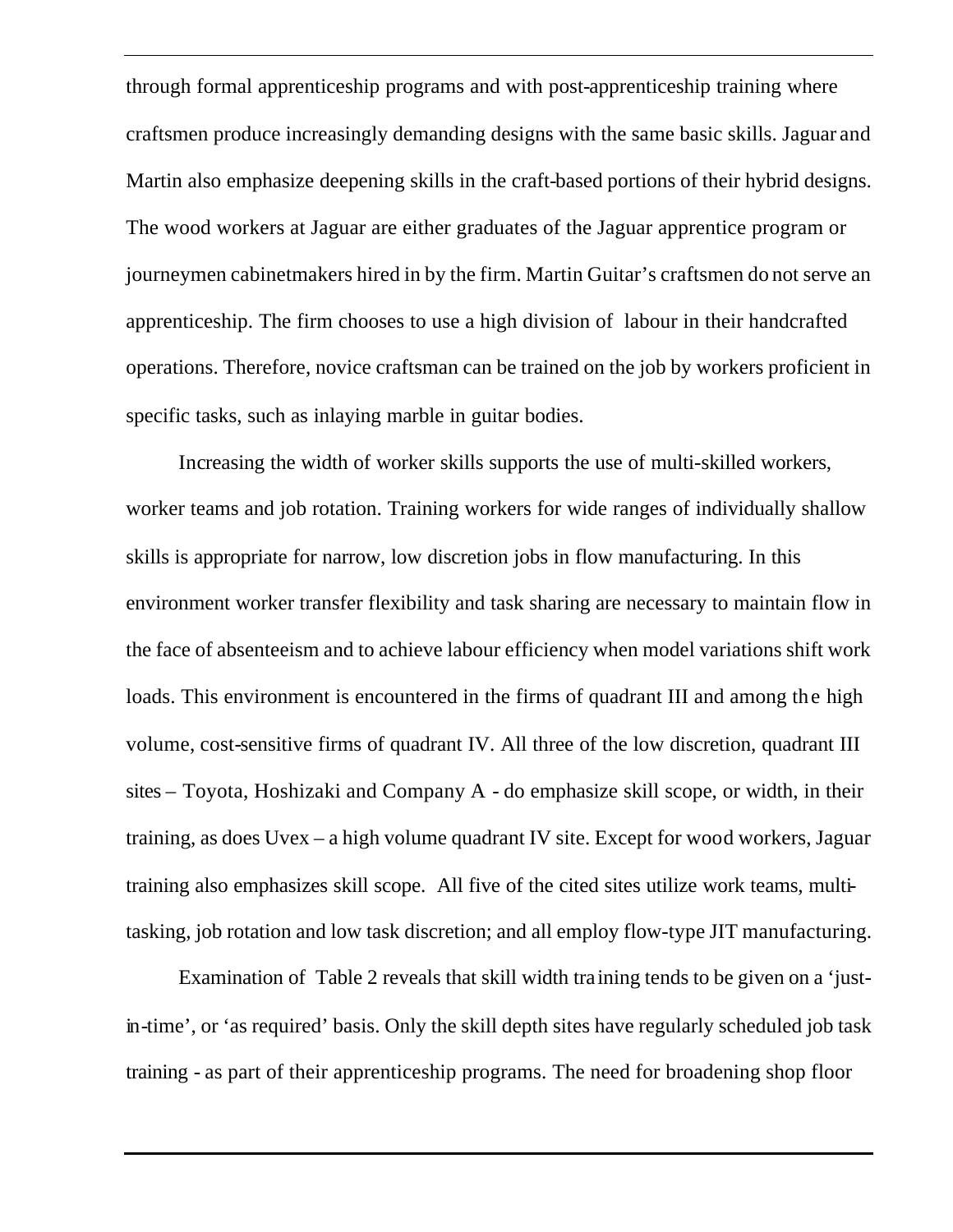through formal apprenticeship programs and with post-apprenticeship training where craftsmen produce increasingly demanding designs with the same basic skills. Jaguar and Martin also emphasize deepening skills in the craft-based portions of their hybrid designs. The wood workers at Jaguar are either graduates of the Jaguar apprentice program or journeymen cabinetmakers hired in by the firm. Martin Guitar's craftsmen do not serve an apprenticeship. The firm chooses to use a high division of labour in their handcrafted operations. Therefore, novice craftsman can be trained on the job by workers proficient in specific tasks, such as inlaying marble in guitar bodies.

Increasing the width of worker skills supports the use of multi-skilled workers, worker teams and job rotation. Training workers for wide ranges of individually shallow skills is appropriate for narrow, low discretion jobs in flow manufacturing. In this environment worker transfer flexibility and task sharing are necessary to maintain flow in the face of absenteeism and to achieve labour efficiency when model variations shift work loads. This environment is encountered in the firms of quadrant III and among the high volume, cost-sensitive firms of quadrant IV. All three of the low discretion, quadrant III sites – Toyota, Hoshizaki and Company A - do emphasize skill scope, or width, in their training, as does Uvex – a high volume quadrant IV site. Except for wood workers, Jaguar training also emphasizes skill scope. All five of the cited sites utilize work teams, multi-tasking, job rotation and low task discretion; and all employ flow-type JIT manufacturing.

Examination of Table 2 reveals that skill width training tends to be given on a 'just-in-time', or 'as required' basis. Only the skill depth sites have regularly scheduled job task training - as part of their apprenticeship programs. The need for broadening shop floor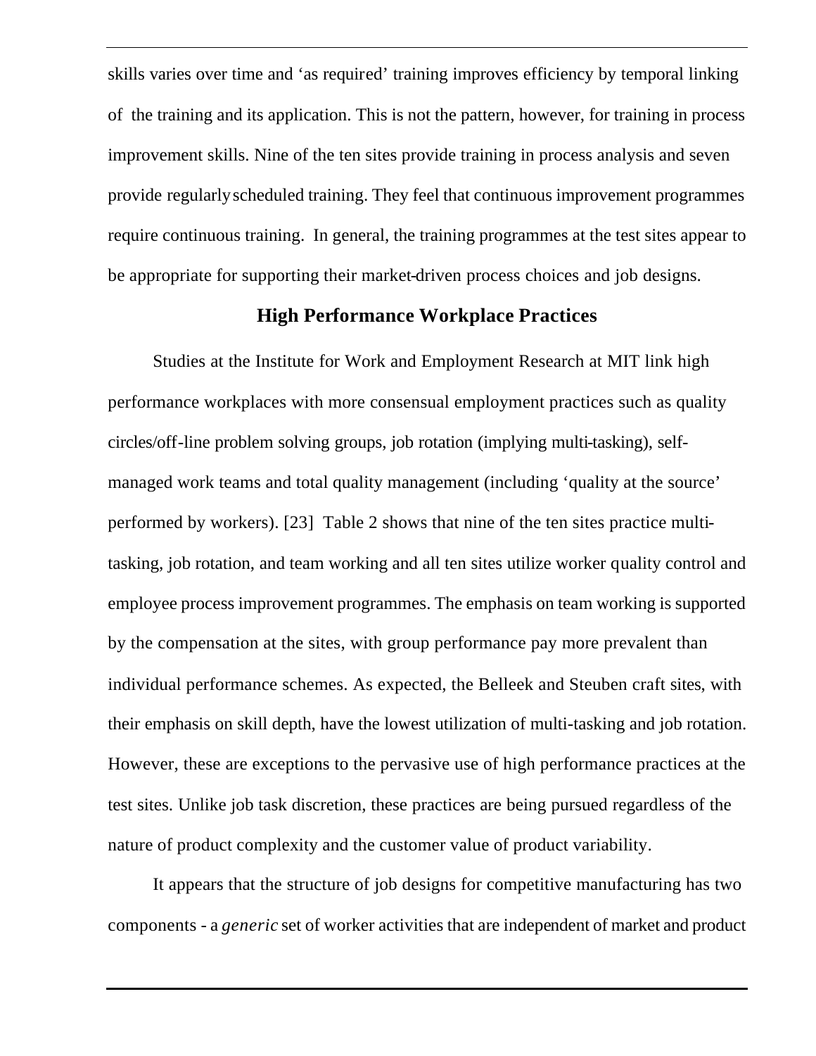skills varies over time and 'as required' training improves efficiency by temporal linking of the training and its application. This is not the pattern, however, for training in process improvement skills. Nine of the ten sites provide training in process analysis and seven provide regularly scheduled training. They feel that continuous improvement programmes require continuous training. In general, the training programmes at the test sites appear to be appropriate for supporting their market-driven process choices and job designs.

## High Performance Workplace Practices

Studies at the Institute for Work and Employment Research at MIT link high performance workplaces with more consensual employment practices such as quality circles/off-line problem solving groups, job rotation (implying multi-tasking), self-managed work teams and total quality management (including 'quality at the source' performed by workers). [23] Table 2 shows that nine of the ten sites practice multi-tasking, job rotation, and team working and all ten sites utilize worker quality control and employee process improvement programmes. The emphasis on team working is supported by the compensation at the sites, with group performance pay more prevalent than individual performance schemes. As expected, the Belleek and Steuben craft sites, with their emphasis on skill depth, have the lowest utilization of multi-tasking and job rotation. However, these are exceptions to the pervasive use of high performance practices at the test sites. Unlike job task discretion, these practices are being pursued regardless of the nature of product complexity and the customer value of product variability.

It appears that the structure of job designs for competitive manufacturing has two components - a *generic* set of worker activities that are independent of market and product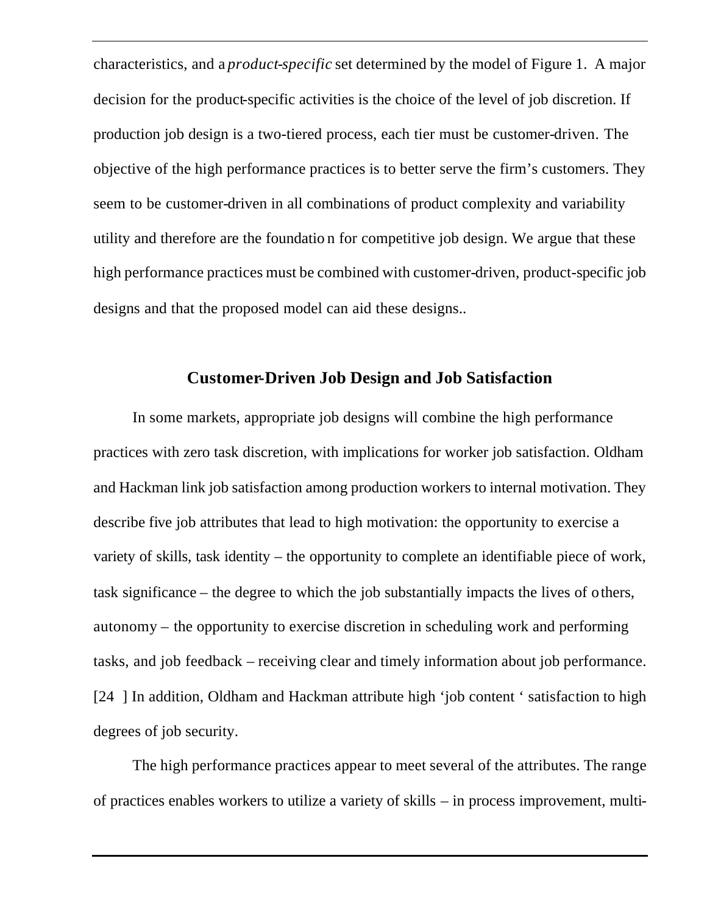characteristics, and a *product-specific* set determined by the model of Figure 1. A major decision for the product-specific activities is the choice of the level of job discretion. If production job design is a two-tiered process, each tier must be customer-driven. The objective of the high performance practices is to better serve the firm's customers. They seem to be customer-driven in all combinations of product complexity and variability utility and therefore are the foundation for competitive job design. We argue that these high performance practices must be combined with customer-driven, product-specific job designs and that the proposed model can aid these designs..

## Customer-Driven Job Design and Job Satisfaction

In some markets, appropriate job designs will combine the high performance practices with zero task discretion, with implications for worker job satisfaction. Oldham and Hackman link job satisfaction among production workers to internal motivation. They describe five job attributes that lead to high motivation: the opportunity to exercise a variety of skills, task identity – the opportunity to complete an identifiable piece of work, task significance – the degree to which the job substantially impacts the lives of others, autonomy – the opportunity to exercise discretion in scheduling work and performing tasks, and job feedback – receiving clear and timely information about job performance. [24 ] In addition, Oldham and Hackman attribute high 'job content ' satisfaction to high degrees of job security.

The high performance practices appear to meet several of the attributes. The range of practices enables workers to utilize a variety of skills – in process improvement, multi-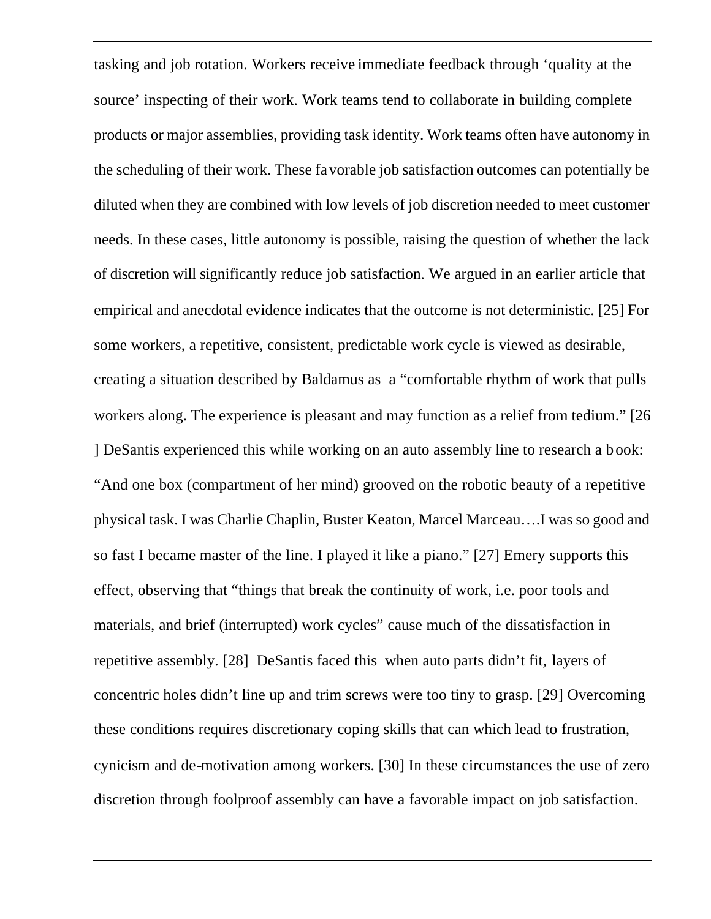tasking and job rotation. Workers receive immediate feedback through 'quality at the source' inspecting of their work. Work teams tend to collaborate in building complete products or major assemblies, providing task identity. Work teams often have autonomy in the scheduling of their work. These favorable job satisfaction outcomes can potentially be diluted when they are combined with low levels of job discretion needed to meet customer needs. In these cases, little autonomy is possible, raising the question of whether the lack of discretion will significantly reduce job satisfaction. We argued in an earlier article that empirical and anecdotal evidence indicates that the outcome is not deterministic. [25] For some workers, a repetitive, consistent, predictable work cycle is viewed as desirable, creating a situation described by Baldamus as a "comfortable rhythm of work that pulls workers along. The experience is pleasant and may function as a relief from tedium." [26] DeSantis experienced this while working on an auto assembly line to research a book: "And one box (compartment of her mind) grooved on the robotic beauty of a repetitive physical task. I was Charlie Chaplin, Buster Keaton, Marcel Marceau….I was so good and so fast I became master of the line. I played it like a piano." [27] Emery supports this effect, observing that "things that break the continuity of work, i.e. poor tools and materials, and brief (interrupted) work cycles" cause much of the dissatisfaction in repetitive assembly. [28] DeSantis faced this when auto parts didn't fit, layers of concentric holes didn't line up and trim screws were too tiny to grasp. [29] Overcoming these conditions requires discretionary coping skills that can which lead to frustration, cynicism and de-motivation among workers. [30] In these circumstances the use of zero discretion through foolproof assembly can have a favorable impact on job satisfaction.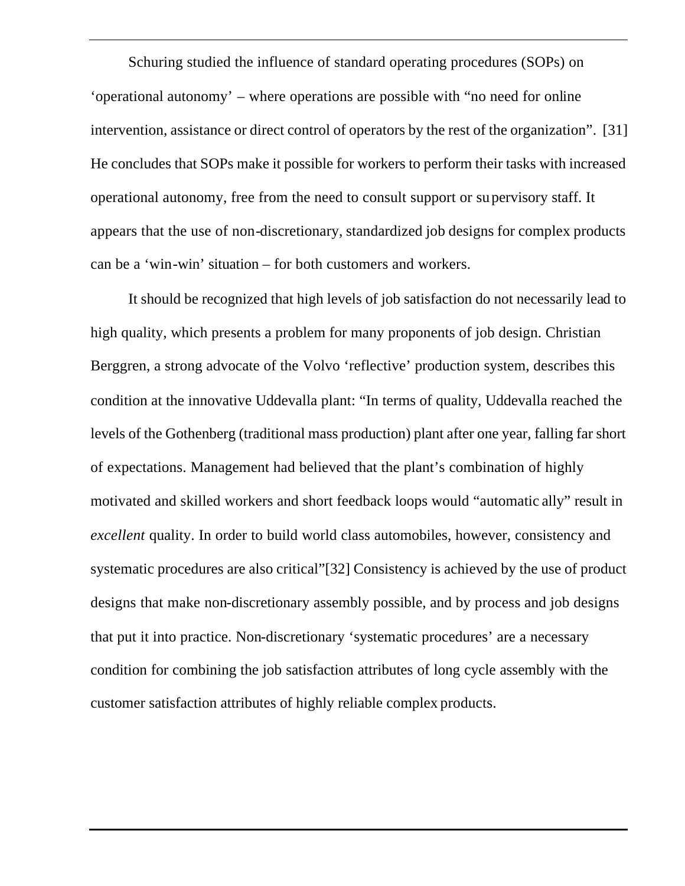Schuring studied the influence of standard operating procedures (SOPs) on 'operational autonomy' – where operations are possible with "no need for online intervention, assistance or direct control of operators by the rest of the organization". [31] He concludes that SOPs make it possible for workers to perform their tasks with increased operational autonomy, free from the need to consult support or supervisory staff. It appears that the use of non-discretionary, standardized job designs for complex products can be a 'win-win' situation – for both customers and workers.

It should be recognized that high levels of job satisfaction do not necessarily lead to high quality, which presents a problem for many proponents of job design. Christian Berggren, a strong advocate of the Volvo 'reflective' production system, describes this condition at the innovative Uddevalla plant: "In terms of quality, Uddevalla reached the levels of the Gothenberg (traditional mass production) plant after one year, falling far short of expectations. Management had believed that the plant's combination of highly motivated and skilled workers and short feedback loops would "automatically" result in *excellent* quality. In order to build world class automobiles, however, consistency and systematic procedures are also critical"[32] Consistency is achieved by the use of product designs that make non-discretionary assembly possible, and by process and job designs that put it into practice. Non-discretionary 'systematic procedures' are a necessary condition for combining the job satisfaction attributes of long cycle assembly with the customer satisfaction attributes of highly reliable complex products.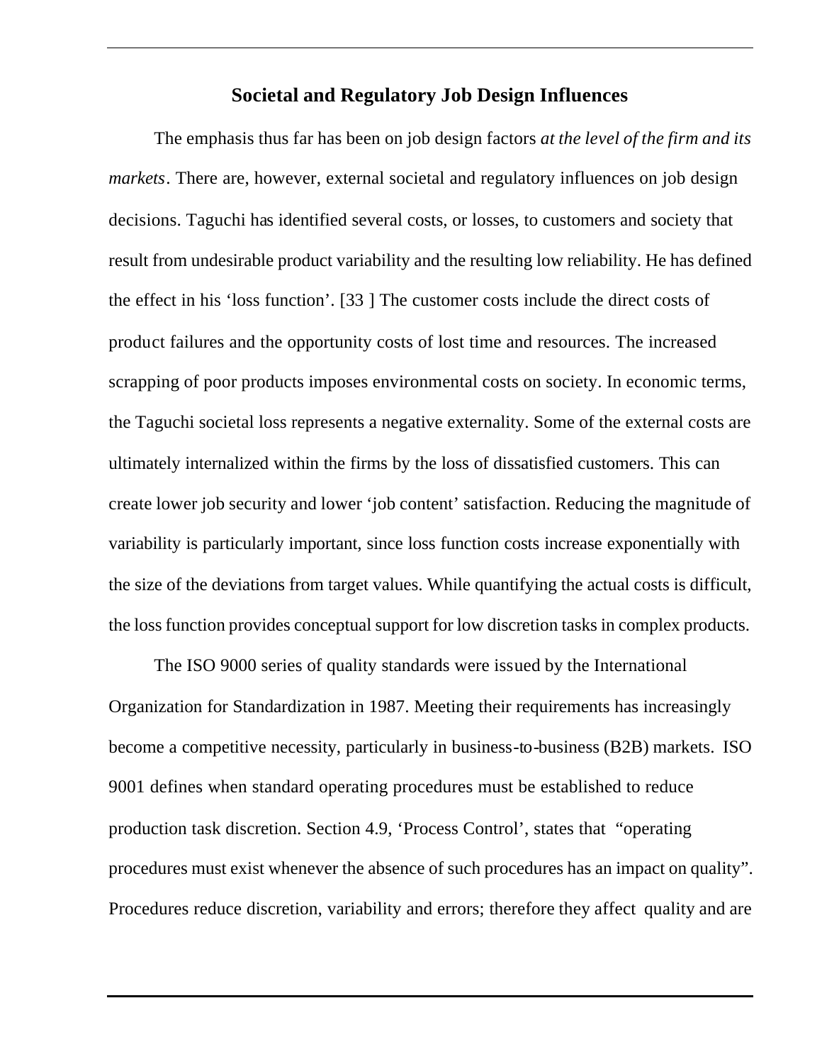## Societal and Regulatory Job Design Influences

The emphasis thus far has been on job design factors *at the level of the firm and its markets*. There are, however, external societal and regulatory influences on job design decisions. Taguchi has identified several costs, or losses, to customers and society that result from undesirable product variability and the resulting low reliability. He has defined the effect in his 'loss function'. [33 ] The customer costs include the direct costs of product failures and the opportunity costs of lost time and resources. The increased scrapping of poor products imposes environmental costs on society. In economic terms, the Taguchi societal loss represents a negative externality. Some of the external costs are ultimately internalized within the firms by the loss of dissatisfied customers. This can create lower job security and lower 'job content' satisfaction. Reducing the magnitude of variability is particularly important, since loss function costs increase exponentially with the size of the deviations from target values. While quantifying the actual costs is difficult, the loss function provides conceptual support for low discretion tasks in complex products.

The ISO 9000 series of quality standards were issued by the International Organization for Standardization in 1987. Meeting their requirements has increasingly become a competitive necessity, particularly in business-to-business (B2B) markets. ISO 9001 defines when standard operating procedures must be established to reduce production task discretion. Section 4.9, 'Process Control', states that "operating procedures must exist whenever the absence of such procedures has an impact on quality". Procedures reduce discretion, variability and errors; therefore they affect quality and are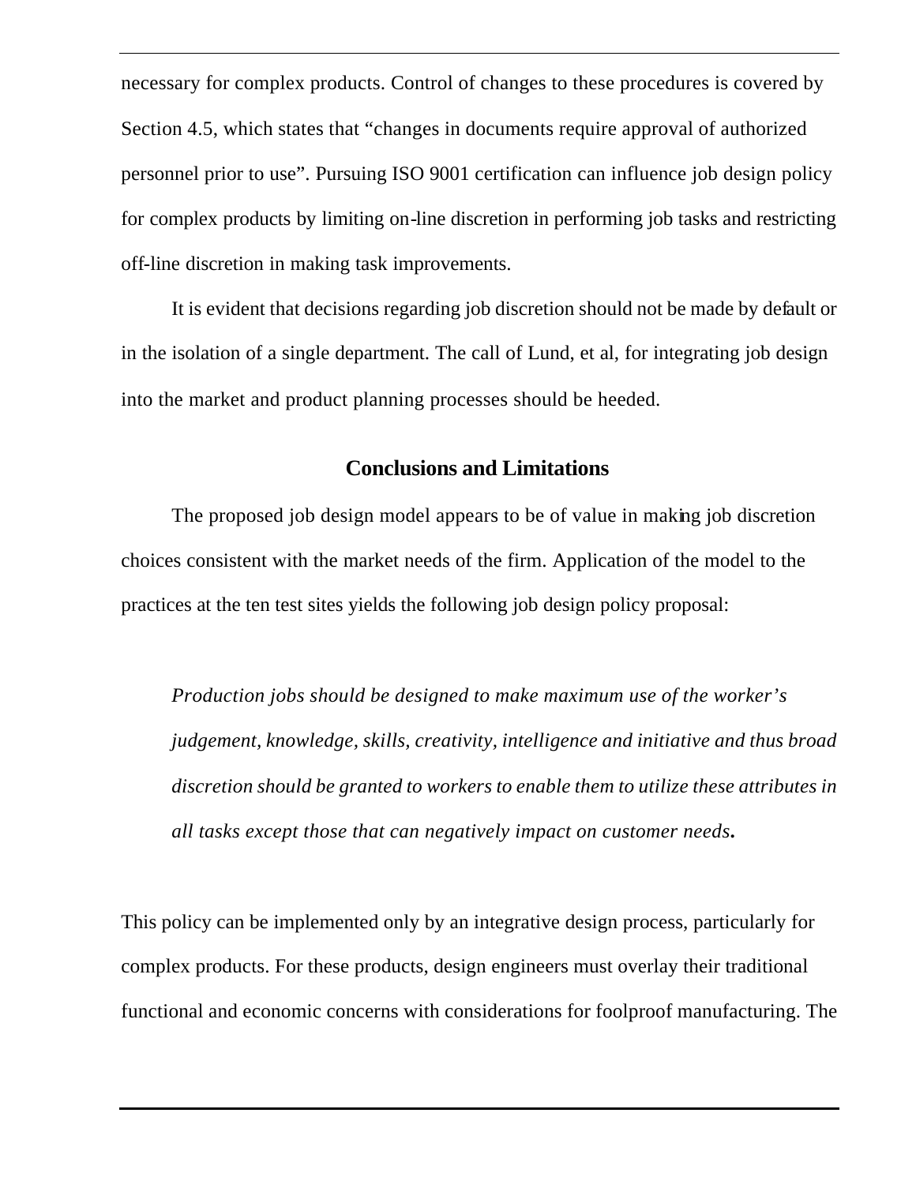necessary for complex products. Control of changes to these procedures is covered by Section 4.5, which states that "changes in documents require approval of authorized personnel prior to use". Pursuing ISO 9001 certification can influence job design policy for complex products by limiting on-line discretion in performing job tasks and restricting off-line discretion in making task improvements.

It is evident that decisions regarding job discretion should not be made by default or in the isolation of a single department. The call of Lund, et al, for integrating job design into the market and product planning processes should be heeded.

## Conclusions and Limitations

The proposed job design model appears to be of value in making job discretion choices consistent with the market needs of the firm. Application of the model to the practices at the ten test sites yields the following job design policy proposal:

> *Production jobs should be designed to make maximum use of the worker's judgement, knowledge, skills, creativity, intelligence and initiative and thus broad discretion should be granted to workers to enable them to utilize these attributes in all tasks except those that can negatively impact on customer needs.*

This policy can be implemented only by an integrative design process, particularly for complex products. For these products, design engineers must overlay their traditional functional and economic concerns with considerations for foolproof manufacturing. The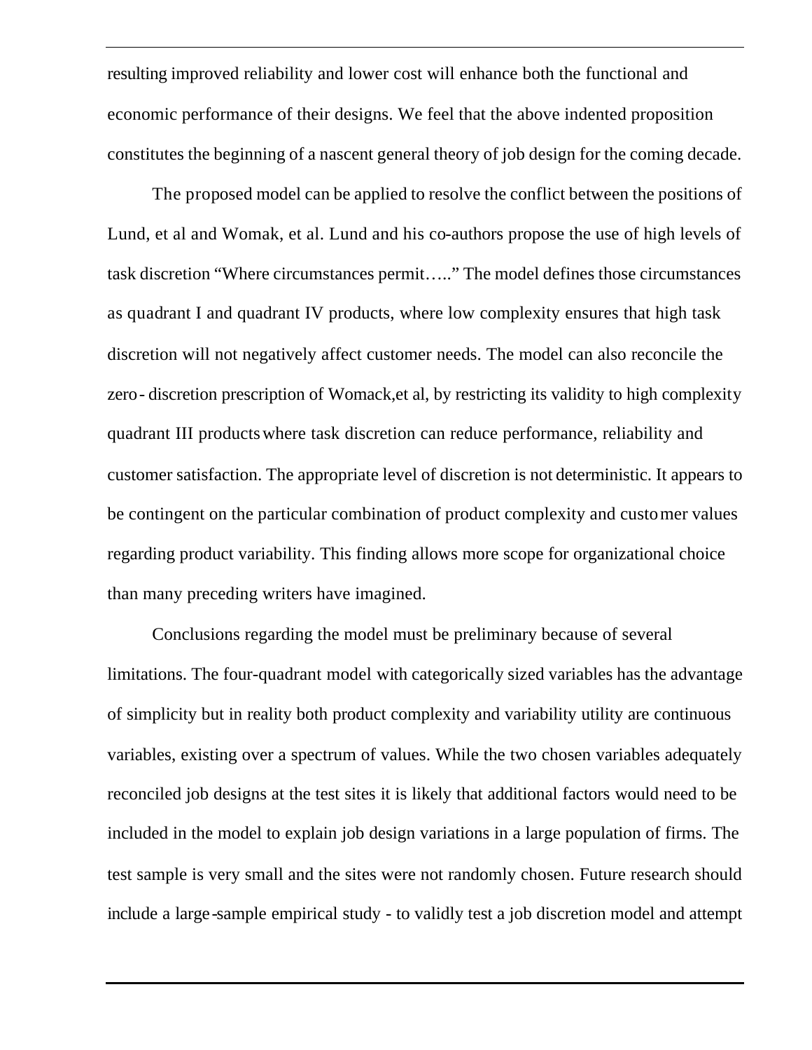resulting improved reliability and lower cost will enhance both the functional and economic performance of their designs. We feel that the above indented proposition constitutes the beginning of a nascent general theory of job design for the coming decade.

The proposed model can be applied to resolve the conflict between the positions of Lund, et al and Womak, et al. Lund and his co-authors propose the use of high levels of task discretion "Where circumstances permit….." The model defines those circumstances as quadrant I and quadrant IV products, where low complexity ensures that high task discretion will not negatively affect customer needs. The model can also reconcile the zero- discretion prescription of Womack,et al, by restricting its validity to high complexity quadrant III products where task discretion can reduce performance, reliability and customer satisfaction. The appropriate level of discretion is not deterministic. It appears to be contingent on the particular combination of product complexity and customer values regarding product variability. This finding allows more scope for organizational choice than many preceding writers have imagined.

Conclusions regarding the model must be preliminary because of several limitations. The four-quadrant model with categorically sized variables has the advantage of simplicity but in reality both product complexity and variability utility are continuous variables, existing over a spectrum of values. While the two chosen variables adequately reconciled job designs at the test sites it is likely that additional factors would need to be included in the model to explain job design variations in a large population of firms. The test sample is very small and the sites were not randomly chosen. Future research should include a large-sample empirical study - to validly test a job discretion model and attempt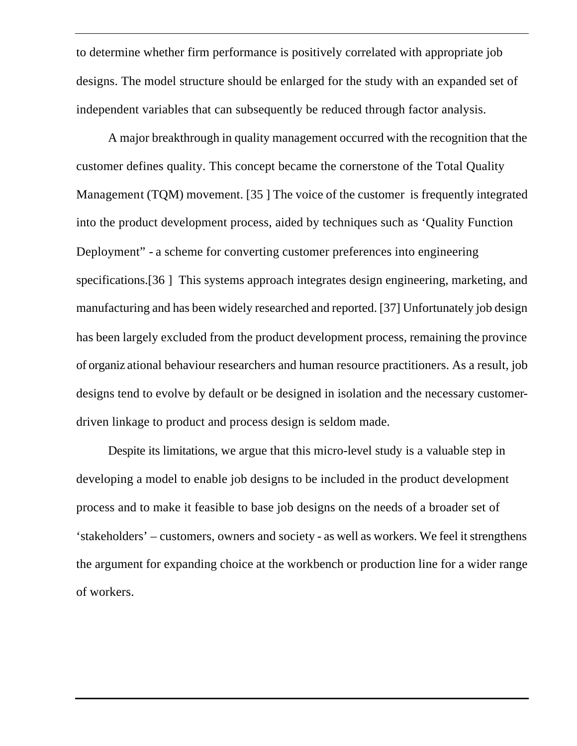to determine whether firm performance is positively correlated with appropriate job designs. The model structure should be enlarged for the study with an expanded set of independent variables that can subsequently be reduced through factor analysis.

A major breakthrough in quality management occurred with the recognition that the customer defines quality. This concept became the cornerstone of the Total Quality Management (TQM) movement. [35 ] The voice of the customer is frequently integrated into the product development process, aided by techniques such as 'Quality Function Deployment" - a scheme for converting customer preferences into engineering specifications.[36 ] This systems approach integrates design engineering, marketing, and manufacturing and has been widely researched and reported. [37] Unfortunately job design has been largely excluded from the product development process, remaining the province of organiz ational behaviour researchers and human resource practitioners. As a result, job designs tend to evolve by default or be designed in isolation and the necessary customer-driven linkage to product and process design is seldom made.

Despite its limitations, we argue that this micro-level study is a valuable step in developing a model to enable job designs to be included in the product development process and to make it feasible to base job designs on the needs of a broader set of 'stakeholders' – customers, owners and society - as well as workers. We feel it strengthens the argument for expanding choice at the workbench or production line for a wider range of workers.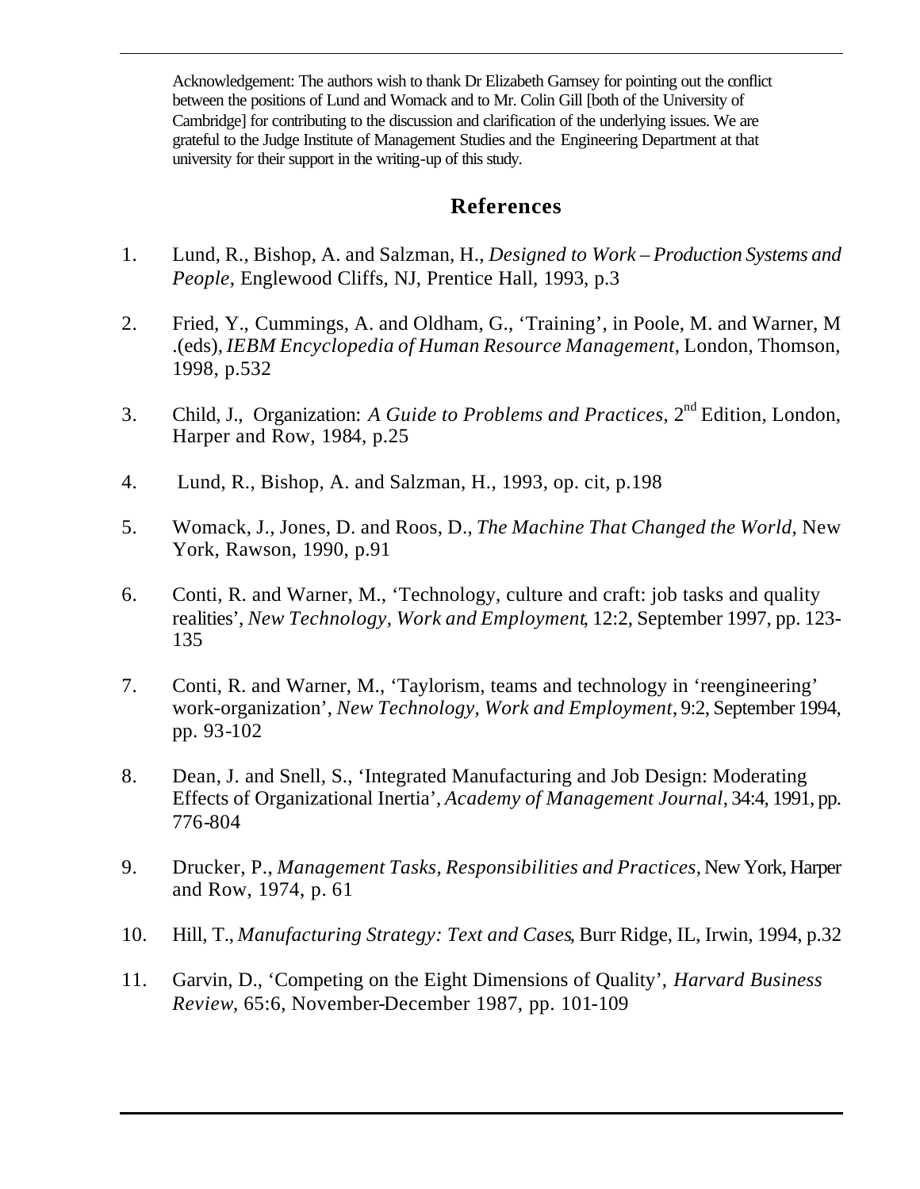Acknowledgement: The authors wish to thank Dr Elizabeth Garnsey for pointing out the conflict between the positions of Lund and Womack and to Mr. Colin Gill [both of the University of Cambridge] for contributing to the discussion and clarification of the underlying issues. We are grateful to the Judge Institute of Management Studies and the Engineering Department at that university for their support in the writing-up of this study.

## References

1. Lund, R., Bishop, A. and Salzman, H., *Designed to Work – Production Systems and People*, Englewood Cliffs, NJ, Prentice Hall, 1993, p.3

2. Fried, Y., Cummings, A. and Oldham, G., 'Training', in Poole, M. and Warner, M .(eds), *IEBM Encyclopedia of Human Resource Management*, London, Thomson, 1998, p.532

3. Child, J., Organization: *A Guide to Problems and Practices*, 2nd Edition, London, Harper and Row, 1984, p.25

4. Lund, R., Bishop, A. and Salzman, H., 1993, op. cit, p.198

5. Womack, J., Jones, D. and Roos, D., *The Machine That Changed the World*, New York, Rawson, 1990, p.91

6. Conti, R. and Warner, M., 'Technology, culture and craft: job tasks and quality realities', *New Technology, Work and Employment*, 12:2, September 1997, pp. 123-135

7. Conti, R. and Warner, M., 'Taylorism, teams and technology in 'reengineering' work-organization', *New Technology, Work and Employment*, 9:2, September 1994, pp. 93-102

8. Dean, J. and Snell, S., 'Integrated Manufacturing and Job Design: Moderating Effects of Organizational Inertia', *Academy of Management Journal*, 34:4, 1991, pp. 776-804

9. Drucker, P., *Management Tasks, Responsibilities and Practices*, New York, Harper and Row, 1974, p. 61

10. Hill, T., *Manufacturing Strategy: Text and Cases*, Burr Ridge, IL, Irwin, 1994, p.32

11. Garvin, D., 'Competing on the Eight Dimensions of Quality', *Harvard Business Review*, 65:6, November-December 1987, pp. 101-109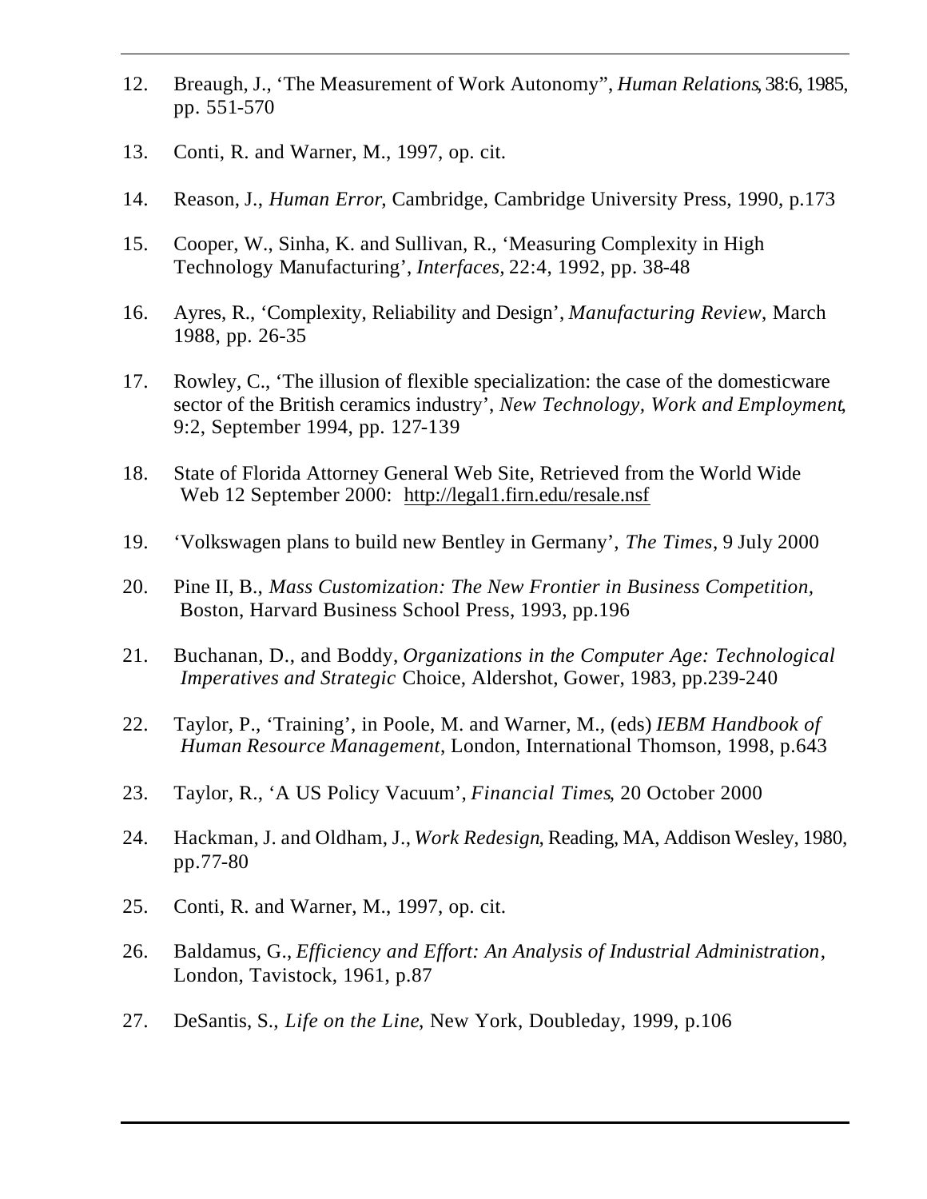12. Breaugh, J., 'The Measurement of Work Autonomy", *Human Relations*, 38:6, 1985, pp. 551-570

13. Conti, R. and Warner, M., 1997, op. cit.

14. Reason, J., *Human Error*, Cambridge, Cambridge University Press, 1990, p.173

15. Cooper, W., Sinha, K. and Sullivan, R., 'Measuring Complexity in High Technology Manufacturing', *Interfaces*, 22:4, 1992, pp. 38-48

16. Ayres, R., 'Complexity, Reliability and Design', *Manufacturing Review*, March 1988, pp. 26-35

17. Rowley, C., 'The illusion of flexible specialization: the case of the domesticware sector of the British ceramics industry', *New Technology, Work and Employment*, 9:2, September 1994, pp. 127-139

18. State of Florida Attorney General Web Site, Retrieved from the World Wide Web 12 September 2000: http://legal1.firn.edu/resale.nsf

19. 'Volkswagen plans to build new Bentley in Germany', *The Times*, 9 July 2000

20. Pine II, B., *Mass Customization: The New Frontier in Business Competition*, Boston, Harvard Business School Press, 1993, pp.196

21. Buchanan, D., and Boddy, *Organizations in the Computer Age: Technological Imperatives and Strategic* Choice, Aldershot, Gower, 1983, pp.239-240

22. Taylor, P., 'Training', in Poole, M. and Warner, M., (eds) *IEBM Handbook of Human Resource Management*, London, International Thomson, 1998, p.643

23. Taylor, R., 'A US Policy Vacuum', *Financial Times*, 20 October 2000

24. Hackman, J. and Oldham, J., *Work Redesign*, Reading, MA, Addison Wesley, 1980, pp.77-80

25. Conti, R. and Warner, M., 1997, op. cit.

26. Baldamus, G., *Efficiency and Effort: An Analysis of Industrial Administration*, London, Tavistock, 1961, p.87

27. DeSantis, S., *Life on the Line*, New York, Doubleday, 1999, p.106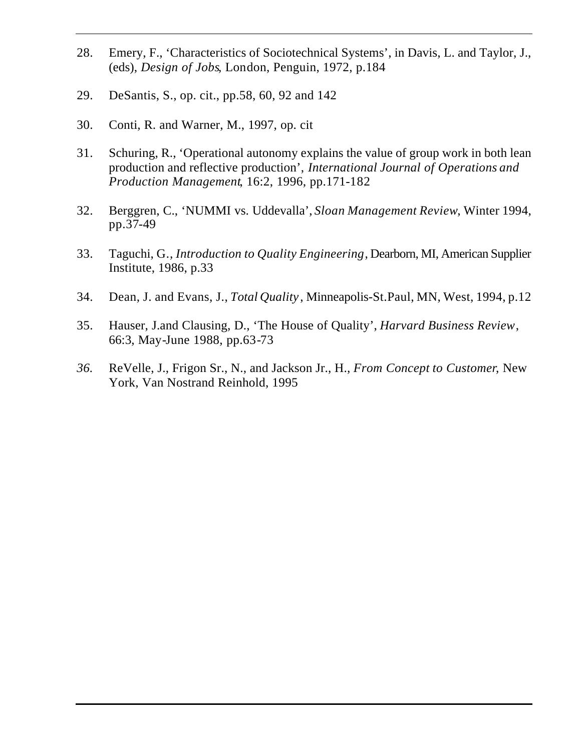28. Emery, F., 'Characteristics of Sociotechnical Systems', in Davis, L. and Taylor, J., (eds), *Design of Jobs*, London, Penguin, 1972, p.184

29. DeSantis, S., op. cit., pp.58, 60, 92 and 142

30. Conti, R. and Warner, M., 1997, op. cit

31. Schuring, R., 'Operational autonomy explains the value of group work in both lean production and reflective production', *International Journal of Operations and Production Management*, 16:2, 1996, pp.171-182

32. Berggren, C., 'NUMMI vs. Uddevalla', *Sloan Management Review*, Winter 1994, pp.37-49

33. Taguchi, G., *Introduction to Quality Engineering*, Dearborn, MI, American Supplier Institute, 1986, p.33

34. Dean, J. and Evans, J., *Total Quality*, Minneapolis-St.Paul, MN, West, 1994, p.12

35. Hauser, J.and Clausing, D., 'The House of Quality', *Harvard Business Review*, 66:3, May-June 1988, pp.63-73

36. ReVelle, J., Frigon Sr., N., and Jackson Jr., H., *From Concept to Customer*, New York, Van Nostrand Reinhold, 1995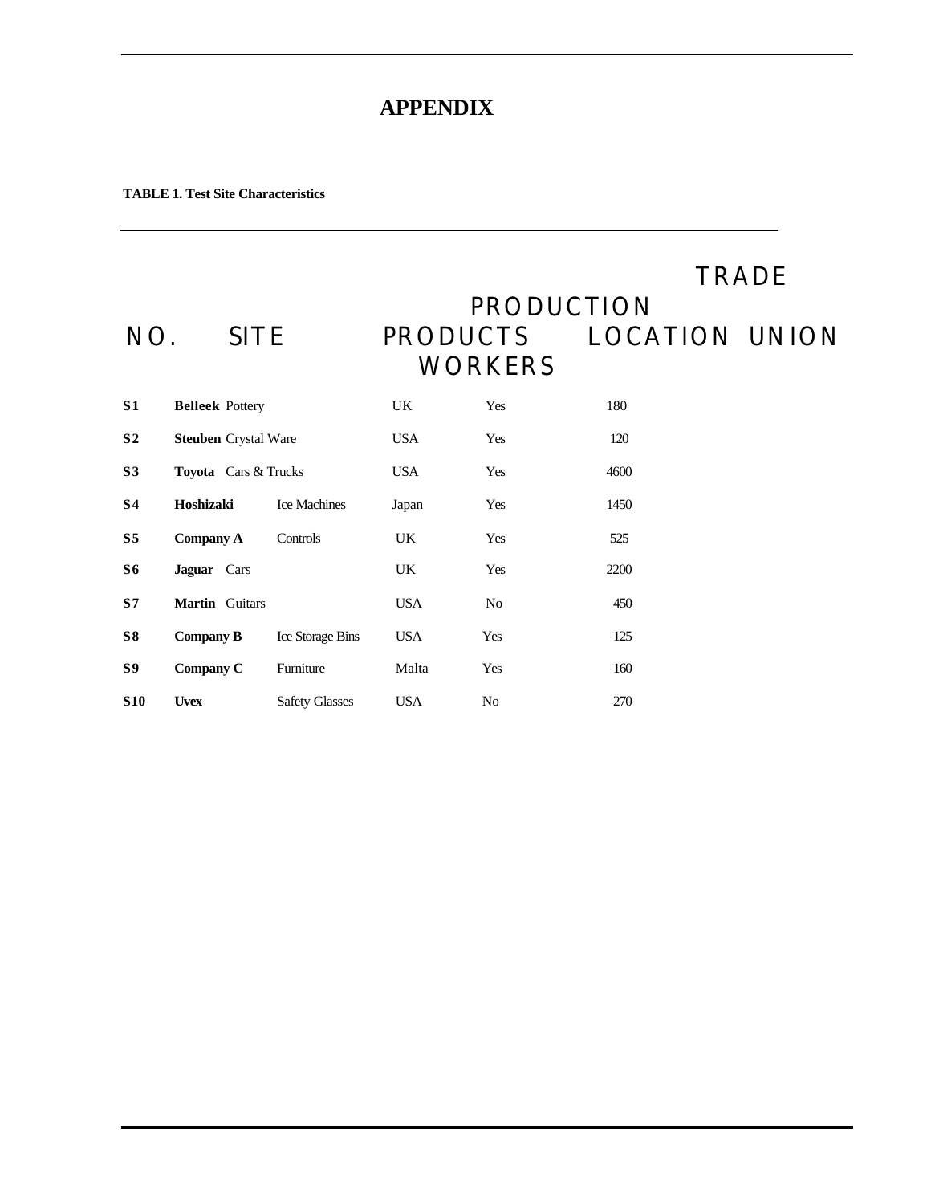# APPENDIX

**TABLE 1. Test Site Characteristics**

| NO. | SITE | PRODUCTS | LOCATION | TRADE UNION | PRODUCTION WORKERS |
|---|---|---|---|---|---|
| **S1** | **Belleek** | Pottery | UK | Yes | 180 |
| **S2** | **Steuben** | Crystal Ware | USA | Yes | 120 |
| **S3** | **Toyota** | Cars & Trucks | USA | Yes | 4600 |
| **S4** | **Hoshizaki** | Ice Machines | Japan | Yes | 1450 |
| **S5** | **Company A** | Controls | UK | Yes | 525 |
| **S6** | **Jaguar** | Cars | UK | Yes | 2200 |
| **S7** | **Martin** | Guitars | USA | No | 450 |
| **S8** | **Company B** | Ice Storage Bins | USA | Yes | 125 |
| **S9** | **Company C** | Furniture | Malta | Yes | 160 |
| **S10** | **Uvex** | Safety Glasses | USA | No | 270 |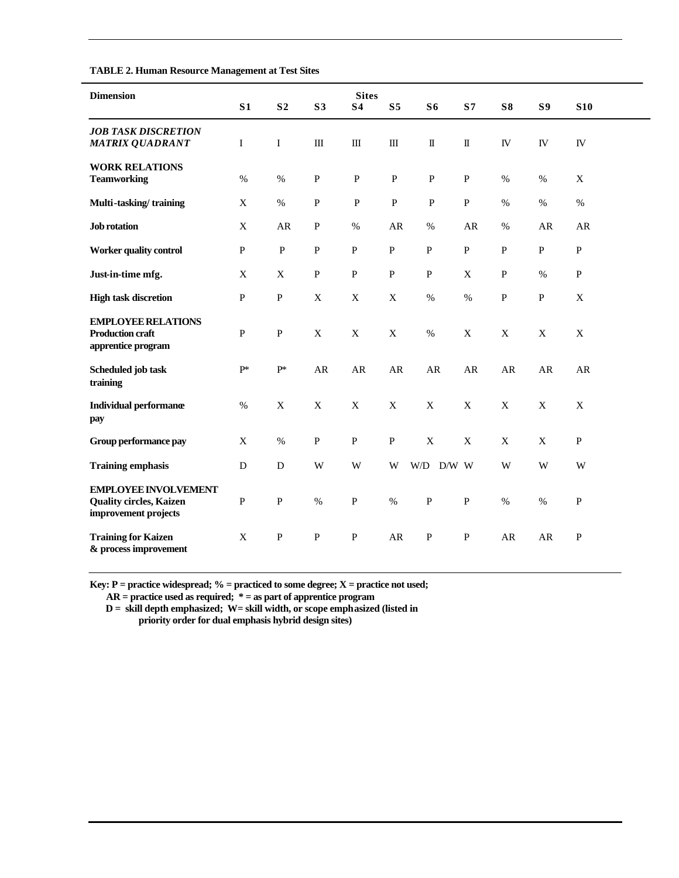**TABLE 2. Human Resource Management at Test Sites**

| Dimension | S1 | S2 | S3 | S4 | S5 | S6 | S7 | S8 | S9 | S10 |
|---|---|---|---|---|---|---|---|---|---|---|
| ***JOB TASK DISCRETION MATRIX QUADRANT*** | I | I | III | III | III | II | II | IV | IV | IV |
| **WORK RELATIONS** | | | | | | | | | | |
| **Teamworking** | % | % | P | P | P | P | P | % | % | X |
| **Multi-tasking/ training** | X | % | P | P | P | P | P | % | % | % |
| **Job rotation** | X | AR | P | % | AR | % | AR | % | AR | AR |
| **Worker quality control** | P | P | P | P | P | P | P | P | P | P |
| **Just-in-time mfg.** | X | X | P | P | P | P | X | P | % | P |
| **High task discretion** | P | P | X | X | X | % | % | P | P | X |
| **EMPLOYEE RELATIONS** | | | | | | | | | | |
| **Production craft apprentice program** | P | P | X | X | X | % | X | X | X | X |
| **Scheduled job task training** | P* | P* | AR | AR | AR | AR | AR | AR | AR | AR |
| **Individual performance pay** | % | X | X | X | X | X | X | X | X | X |
| **Group performance pay** | X | % | P | P | P | X | X | X | X | P |
| **Training emphasis** | D | D | W | W | W | W/D | D/W W | W | W | W |
| **EMPLOYEE INVOLVEMENT** | | | | | | | | | | |
| **Quality circles, Kaizen improvement projects** | P | P | % | P | % | P | P | % | % | P |
| **Training for Kaizen & process improvement** | X | P | P | P | AR | P | P | AR | AR | P |

**Key: P = practice widespread; % = practiced to some degree; X = practice not used;**
**AR = practice used as required; * = as part of apprentice program**
**D = skill depth emphasized; W= skill width, or scope emphasized (listed in priority order for dual emphasis hybrid design sites)**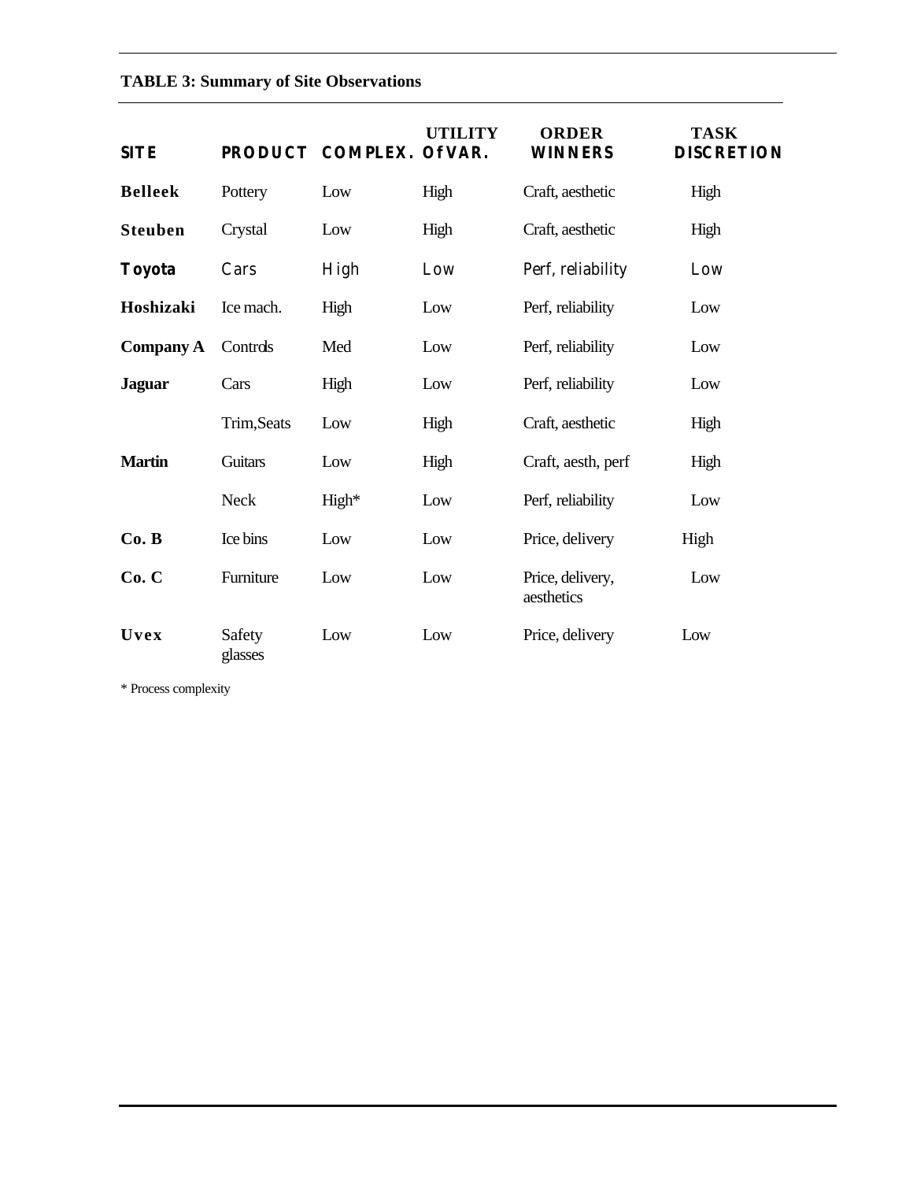**TABLE 3: Summary of Site Observations**

| SITE | PRODUCT | COMPLEX. | UTILITY Of VAR. | ORDER WINNERS | TASK DISCRETION |
|---|---|---|---|---|---|
| **Belleek** | Pottery | Low | High | Craft, aesthetic | High |
| **Steuben** | Crystal | Low | High | Craft, aesthetic | High |
| **Toyota** | Cars | High | Low | Perf, reliability | Low |
| **Hoshizaki** | Ice mach. | High | Low | Perf, reliability | Low |
| **Company A** | Controls | Med | Low | Perf, reliability | Low |
| **Jaguar** | Cars | High | Low | Perf, reliability | Low |
| | Trim,Seats | Low | High | Craft, aesthetic | High |
| **Martin** | Guitars | Low | High | Craft, aesth, perf | High |
| | Neck | High* | Low | Perf, reliability | Low |
| **Co. B** | Ice bins | Low | Low | Price, delivery | High |
| **Co. C** | Furniture | Low | Low | Price, delivery, aesthetics | Low |
| **Uvex** | Safety glasses | Low | Low | Price, delivery | Low |

* Process complexity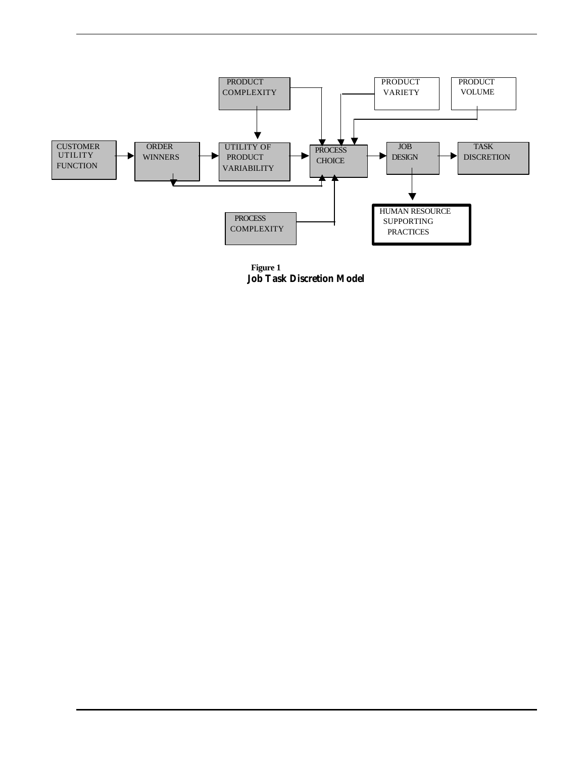PRODUCT COMPLEXITY

PRODUCT VARIETY

PRODUCT VOLUME

CUSTOMER UTILITY FUNCTION

ORDER WINNERS

UTILITY OF PRODUCT VARIABILITY

PROCESS CHOICE

JOB DESIGN

TASK DISCRETION

PROCESS COMPLEXITY

HUMAN RESOURCE SUPPORTING PRACTICES

**Figure 1**

**Job Task Discretion Model**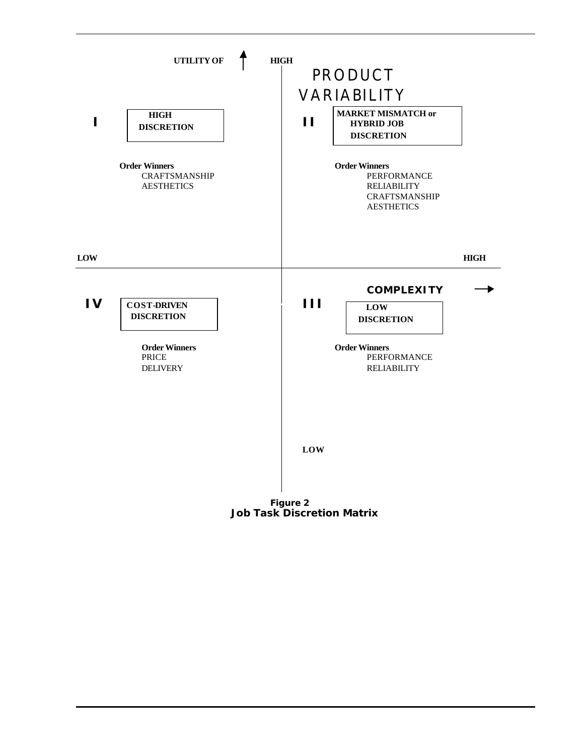UTILITY OF HIGH

PRODUCT VARIABILITY

I

HIGH DISCRETION

Order Winners
CRAFTSMANSHIP
AESTHETICS

II

MARKET MISMATCH or HYBRID JOB DISCRETION

Order Winners
PERFORMANCE
RELIABILITY
CRAFTSMANSHIP
AESTHETICS

LOW

HIGH

COMPLEXITY

IV

COST-DRIVEN DISCRETION

Order Winners
PRICE
DELIVERY

III

LOW DISCRETION

Order Winners
PERFORMANCE
RELIABILITY

LOW

**Figure 2**
**Job Task Discretion Matrix**